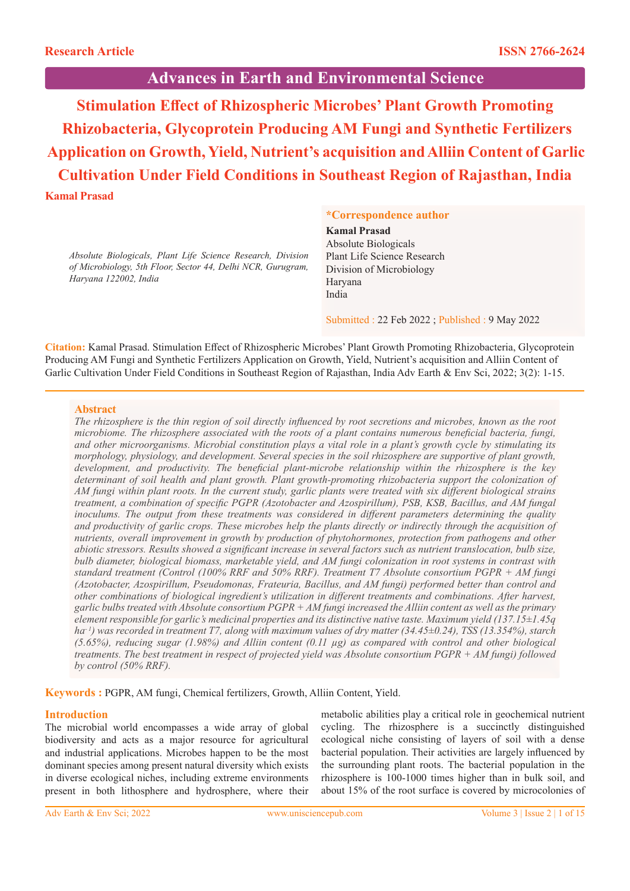Research Article

ISSN 2766-2624

Advances in Earth and Environmental Science

# Stimulation Effect of Rhizospheric Microbes' Plant Growth Promoting Rhizobacteria, Glycoprotein Producing AM Fungi and Synthetic Fertilizers Application on Growth, Yield, Nutrient's acquisition and Alliin Content of Garlic Cultivation Under Field Conditions in Southeast Region of Rajasthan, India

**Kamal Prasad**

*Absolute Biologicals, Plant Life Science Research, Division of Microbiology, 5th Floor, Sector 44, Delhi NCR, Gurugram, Haryana 122002, India*

**\*Correspondence author**

**Kamal Prasad**
Absolute Biologicals
Plant Life Science Research
Division of Microbiology
Haryana
India

Submitted : 22 Feb 2022 ; Published : 9 May 2022

**Citation:** Kamal Prasad. Stimulation Effect of Rhizospheric Microbes' Plant Growth Promoting Rhizobacteria, Glycoprotein Producing AM Fungi and Synthetic Fertilizers Application on Growth, Yield, Nutrient's acquisition and Alliin Content of Garlic Cultivation Under Field Conditions in Southeast Region of Rajasthan, India Adv Earth & Env Sci, 2022; 3(2): 1-15.

## Abstract

*The rhizosphere is the thin region of soil directly influenced by root secretions and microbes, known as the root microbiome. The rhizosphere associated with the roots of a plant contains numerous beneficial bacteria, fungi, and other microorganisms. Microbial constitution plays a vital role in a plant's growth cycle by stimulating its morphology, physiology, and development. Several species in the soil rhizosphere are supportive of plant growth, development, and productivity. The beneficial plant-microbe relationship within the rhizosphere is the key determinant of soil health and plant growth. Plant growth-promoting rhizobacteria support the colonization of AM fungi within plant roots. In the current study, garlic plants were treated with six different biological strains treatment, a combination of specific PGPR (Azotobacter and Azospirillum), PSB, KSB, Bacillus, and AM fungal inoculums. The output from these treatments was considered in different parameters determining the quality and productivity of garlic crops. These microbes help the plants directly or indirectly through the acquisition of nutrients, overall improvement in growth by production of phytohormones, protection from pathogens and other abiotic stressors. Results showed a significant increase in several factors such as nutrient translocation, bulb size, bulb diameter, biological biomass, marketable yield, and AM fungi colonization in root systems in contrast with standard treatment (Control (100% RRF and 50% RRF). Treatment T7 Absolute consortium PGPR + AM fungi (Azotobacter, Azospirillum, Pseudomonas, Frateuria, Bacillus, and AM fungi) performed better than control and other combinations of biological ingredient's utilization in different treatments and combinations. After harvest, garlic bulbs treated with Absolute consortium PGPR + AM fungi increased the Alliin content as well as the primary element responsible for garlic's medicinal properties and its distinctive native taste. Maximum yield (137.15±1.45q ha$^{-1}$) was recorded in treatment T7, along with maximum values of dry matter (34.45±0.24), TSS (13.354%), starch (5.65%), reducing sugar (1.98%) and Alliin content (0.11 µg) as compared with control and other biological treatments. The best treatment in respect of projected yield was Absolute consortium PGPR + AM fungi) followed by control (50% RRF).*

**Keywords :** PGPR, AM fungi, Chemical fertilizers, Growth, Alliin Content, Yield.

## Introduction

The microbial world encompasses a wide array of global biodiversity and acts as a major resource for agricultural and industrial applications. Microbes happen to be the most dominant species among present natural diversity which exists in diverse ecological niches, including extreme environments present in both lithosphere and hydrosphere, where their metabolic abilities play a critical role in geochemical nutrient cycling. The rhizosphere is a succinctly distinguished ecological niche consisting of layers of soil with a dense bacterial population. Their activities are largely influenced by the surrounding plant roots. The bacterial population in the rhizosphere is 100-1000 times higher than in bulk soil, and about 15% of the root surface is covered by microcolonies of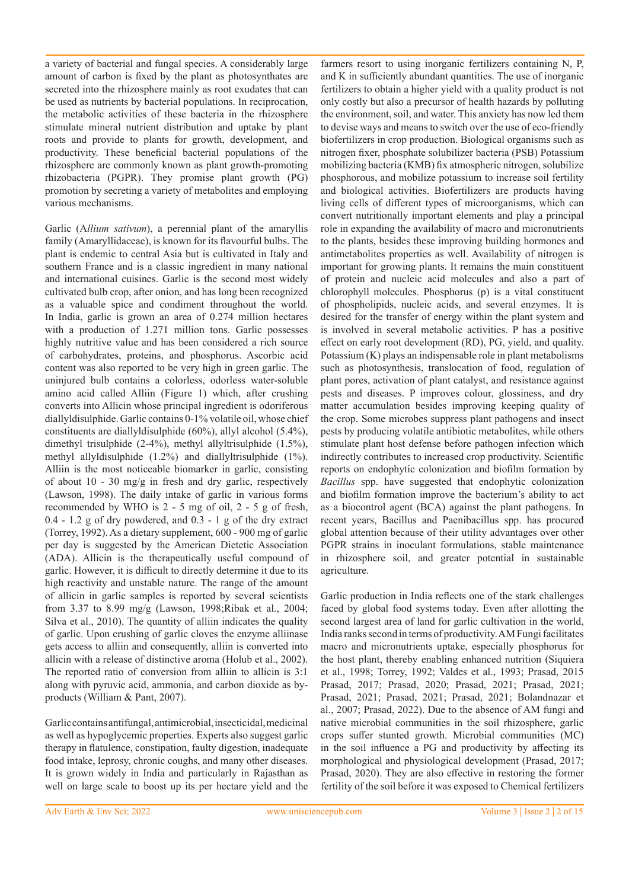a variety of bacterial and fungal species. A considerably large amount of carbon is fixed by the plant as photosynthates are secreted into the rhizosphere mainly as root exudates that can be used as nutrients by bacterial populations. In reciprocation, the metabolic activities of these bacteria in the rhizosphere stimulate mineral nutrient distribution and uptake by plant roots and provide to plants for growth, development, and productivity. These beneficial bacterial populations of the rhizosphere are commonly known as plant growth-promoting rhizobacteria (PGPR). They promise plant growth (PG) promotion by secreting a variety of metabolites and employing various mechanisms.

Garlic (A*llium sativum*), a perennial plant of the amaryllis family (Amaryllidaceae), is known for its flavourful bulbs. The plant is endemic to central Asia but is cultivated in Italy and southern France and is a classic ingredient in many national and international cuisines. Garlic is the second most widely cultivated bulb crop, after onion, and has long been recognized as a valuable spice and condiment throughout the world. In India, garlic is grown an area of 0.274 million hectares with a production of 1.271 million tons. Garlic possesses highly nutritive value and has been considered a rich source of carbohydrates, proteins, and phosphorus. Ascorbic acid content was also reported to be very high in green garlic. The uninjured bulb contains a colorless, odorless water-soluble amino acid called Alliin (Figure 1) which, after crushing converts into Allicin whose principal ingredient is odoriferous diallyldisulphide. Garlic contains 0-1% volatile oil, whose chief constituents are diallyldisulphide (60%), allyl alcohol (5.4%), dimethyl trisulphide (2-4%), methyl allyltrisulphide (1.5%), methyl allyldisulphide (1.2%) and diallyltrisulphide (1%). Alliin is the most noticeable biomarker in garlic, consisting of about 10 - 30 mg/g in fresh and dry garlic, respectively (Lawson, 1998). The daily intake of garlic in various forms recommended by WHO is 2 - 5 mg of oil, 2 - 5 g of fresh, 0.4 - 1.2 g of dry powdered, and 0.3 - 1 g of the dry extract (Torrey, 1992). As a dietary supplement, 600 - 900 mg of garlic per day is suggested by the American Dietetic Association (ADA). Allicin is the therapeutically useful compound of garlic. However, it is difficult to directly determine it due to its high reactivity and unstable nature. The range of the amount of allicin in garlic samples is reported by several scientists from 3.37 to 8.99 mg/g (Lawson, 1998;Ribak et al., 2004; Silva et al., 2010). The quantity of alliin indicates the quality of garlic. Upon crushing of garlic cloves the enzyme alliinase gets access to alliin and consequently, alliin is converted into allicin with a release of distinctive aroma (Holub et al., 2002). The reported ratio of conversion from alliin to allicin is 3:1 along with pyruvic acid, ammonia, and carbon dioxide as by-products (William & Pant, 2007).

Garlic contains antifungal, antimicrobial, insecticidal, medicinal as well as hypoglycemic properties. Experts also suggest garlic therapy in flatulence, constipation, faulty digestion, inadequate food intake, leprosy, chronic coughs, and many other diseases. It is grown widely in India and particularly in Rajasthan as well on large scale to boost up its per hectare yield and the farmers resort to using inorganic fertilizers containing N, P, and K in sufficiently abundant quantities. The use of inorganic fertilizers to obtain a higher yield with a quality product is not only costly but also a precursor of health hazards by polluting the environment, soil, and water. This anxiety has now led them to devise ways and means to switch over the use of eco-friendly biofertilizers in crop production. Biological organisms such as nitrogen fixer, phosphate solubilizer bacteria (PSB) Potassium mobilizing bacteria (KMB) fix atmospheric nitrogen, solubilize phosphorous, and mobilize potassium to increase soil fertility and biological activities. Biofertilizers are products having living cells of different types of microorganisms, which can convert nutritionally important elements and play a principal role in expanding the availability of macro and micronutrients to the plants, besides these improving building hormones and antimetabolites properties as well. Availability of nitrogen is important for growing plants. It remains the main constituent of protein and nucleic acid molecules and also a part of chlorophyll molecules. Phosphorus (p) is a vital constituent of phospholipids, nucleic acids, and several enzymes. It is desired for the transfer of energy within the plant system and is involved in several metabolic activities. P has a positive effect on early root development (RD), PG, yield, and quality. Potassium (K) plays an indispensable role in plant metabolisms such as photosynthesis, translocation of food, regulation of plant pores, activation of plant catalyst, and resistance against pests and diseases. P improves colour, glossiness, and dry matter accumulation besides improving keeping quality of the crop. Some microbes suppress plant pathogens and insect pests by producing volatile antibiotic metabolites, while others stimulate plant host defense before pathogen infection which indirectly contributes to increased crop productivity. Scientific reports on endophytic colonization and biofilm formation by *Bacillus* spp. have suggested that endophytic colonization and biofilm formation improve the bacterium's ability to act as a biocontrol agent (BCA) against the plant pathogens. In recent years, Bacillus and Paenibacillus spp. has procured global attention because of their utility advantages over other PGPR strains in inoculant formulations, stable maintenance in rhizosphere soil, and greater potential in sustainable agriculture.

Garlic production in India reflects one of the stark challenges faced by global food systems today. Even after allotting the second largest area of land for garlic cultivation in the world, India ranks second in terms of productivity. AM Fungi facilitates macro and micronutrients uptake, especially phosphorus for the host plant, thereby enabling enhanced nutrition (Siquiera et al., 1998; Torrey, 1992; Valdes et al., 1993; Prasad, 2015 Prasad, 2017; Prasad, 2020; Prasad, 2021; Prasad, 2021; Prasad, 2021; Prasad, 2021; Prasad, 2021; Bolandnazar et al., 2007; Prasad, 2022). Due to the absence of AM fungi and native microbial communities in the soil rhizosphere, garlic crops suffer stunted growth. Microbial communities (MC) in the soil influence a PG and productivity by affecting its morphological and physiological development (Prasad, 2017; Prasad, 2020). They are also effective in restoring the former fertility of the soil before it was exposed to Chemical fertilizers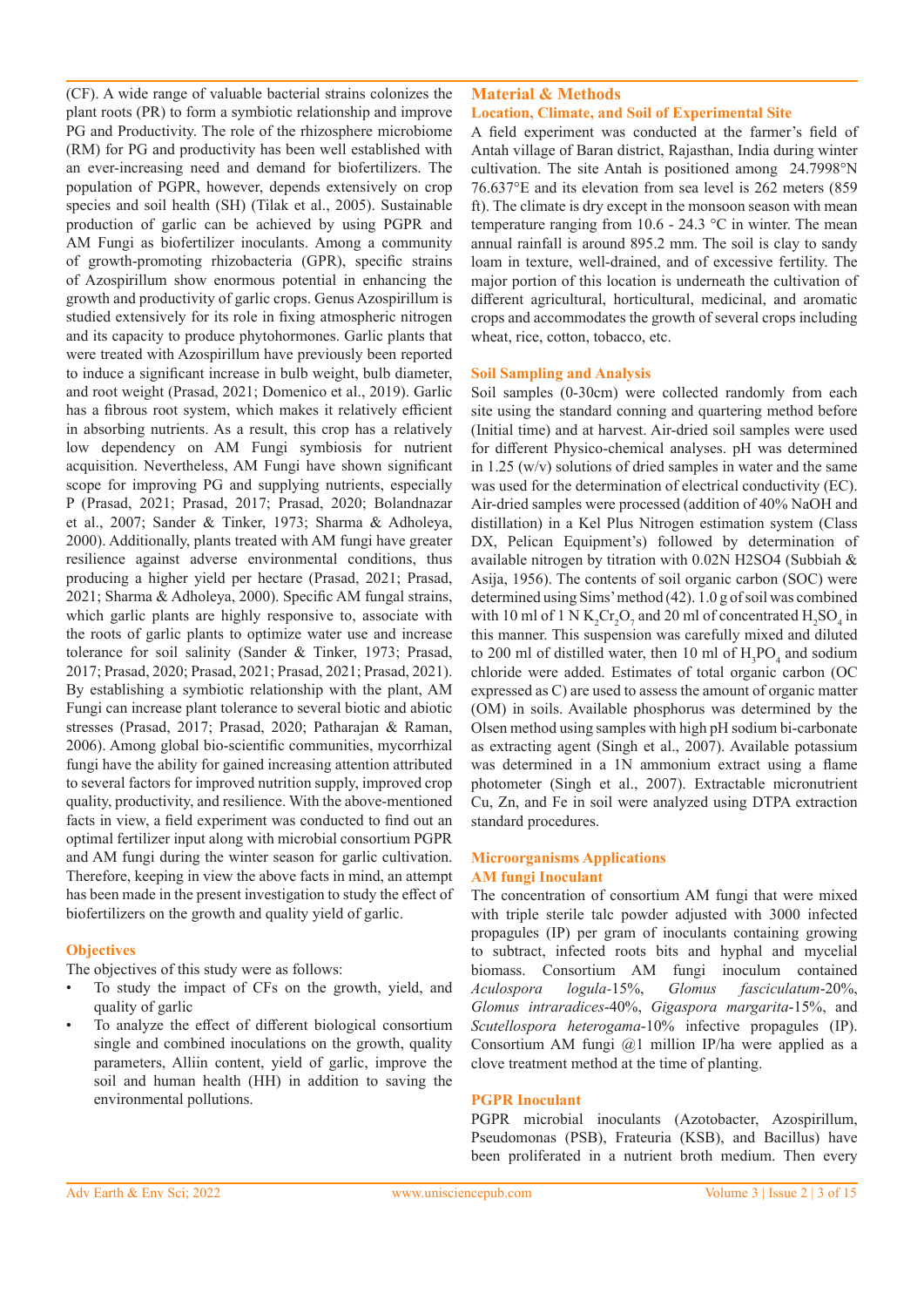(CF). A wide range of valuable bacterial strains colonizes the plant roots (PR) to form a symbiotic relationship and improve PG and Productivity. The role of the rhizosphere microbiome (RM) for PG and productivity has been well established with an ever-increasing need and demand for biofertilizers. The population of PGPR, however, depends extensively on crop species and soil health (SH) (Tilak et al., 2005). Sustainable production of garlic can be achieved by using PGPR and AM Fungi as biofertilizer inoculants. Among a community of growth-promoting rhizobacteria (GPR), specific strains of Azospirillum show enormous potential in enhancing the growth and productivity of garlic crops. Genus Azospirillum is studied extensively for its role in fixing atmospheric nitrogen and its capacity to produce phytohormones. Garlic plants that were treated with Azospirillum have previously been reported to induce a significant increase in bulb weight, bulb diameter, and root weight (Prasad, 2021; Domenico et al., 2019). Garlic has a fibrous root system, which makes it relatively efficient in absorbing nutrients. As a result, this crop has a relatively low dependency on AM Fungi symbiosis for nutrient acquisition. Nevertheless, AM Fungi have shown significant scope for improving PG and supplying nutrients, especially P (Prasad, 2021; Prasad, 2017; Prasad, 2020; Bolandnazar et al., 2007; Sander & Tinker, 1973; Sharma & Adholeya, 2000). Additionally, plants treated with AM fungi have greater resilience against adverse environmental conditions, thus producing a higher yield per hectare (Prasad, 2021; Prasad, 2021; Sharma & Adholeya, 2000). Specific AM fungal strains, which garlic plants are highly responsive to, associate with the roots of garlic plants to optimize water use and increase tolerance for soil salinity (Sander & Tinker, 1973; Prasad, 2017; Prasad, 2020; Prasad, 2021; Prasad, 2021; Prasad, 2021). By establishing a symbiotic relationship with the plant, AM Fungi can increase plant tolerance to several biotic and abiotic stresses (Prasad, 2017; Prasad, 2020; Patharajan & Raman, 2006). Among global bio-scientific communities, mycorrhizal fungi have the ability for gained increasing attention attributed to several factors for improved nutrition supply, improved crop quality, productivity, and resilience. With the above-mentioned facts in view, a field experiment was conducted to find out an optimal fertilizer input along with microbial consortium PGPR and AM fungi during the winter season for garlic cultivation. Therefore, keeping in view the above facts in mind, an attempt has been made in the present investigation to study the effect of biofertilizers on the growth and quality yield of garlic.

## Objectives

The objectives of this study were as follows:

- To study the impact of CFs on the growth, yield, and quality of garlic
- To analyze the effect of different biological consortium single and combined inoculations on the growth, quality parameters, Alliin content, yield of garlic, improve the soil and human health (HH) in addition to saving the environmental pollutions.

## Material & Methods

### Location, Climate, and Soil of Experimental Site

A field experiment was conducted at the farmer's field of Antah village of Baran district, Rajasthan, India during winter cultivation. The site Antah is positioned among 24.7998°N 76.637°E and its elevation from sea level is 262 meters (859 ft). The climate is dry except in the monsoon season with mean temperature ranging from 10.6 - 24.3 °C in winter. The mean annual rainfall is around 895.2 mm. The soil is clay to sandy loam in texture, well-drained, and of excessive fertility. The major portion of this location is underneath the cultivation of different agricultural, horticultural, medicinal, and aromatic crops and accommodates the growth of several crops including wheat, rice, cotton, tobacco, etc.

### Soil Sampling and Analysis

Soil samples (0-30cm) were collected randomly from each site using the standard conning and quartering method before (Initial time) and at harvest. Air-dried soil samples were used for different Physico-chemical analyses. pH was determined in 1.25 (w/v) solutions of dried samples in water and the same was used for the determination of electrical conductivity (EC). Air-dried samples were processed (addition of 40% NaOH and distillation) in a Kel Plus Nitrogen estimation system (Class DX, Pelican Equipment's) followed by determination of available nitrogen by titration with 0.02N H2SO4 (Subbiah & Asija, 1956). The contents of soil organic carbon (SOC) were determined using Sims' method (42). 1.0 g of soil was combined with 10 ml of 1 N $K_2Cr_2O_7$ and 20 ml of concentrated $H_2SO_4$ in this manner. This suspension was carefully mixed and diluted to 200 ml of distilled water, then 10 ml of $H_3PO_4$ and sodium chloride were added. Estimates of total organic carbon (OC expressed as C) are used to assess the amount of organic matter (OM) in soils. Available phosphorus was determined by the Olsen method using samples with high pH sodium bi-carbonate as extracting agent (Singh et al., 2007). Available potassium was determined in a 1N ammonium extract using a flame photometer (Singh et al., 2007). Extractable micronutrient Cu, Zn, and Fe in soil were analyzed using DTPA extraction standard procedures.

### Microorganisms Applications

### AM fungi Inoculant

The concentration of consortium AM fungi that were mixed with triple sterile talc powder adjusted with 3000 infected propagules (IP) per gram of inoculants containing growing to subtract, infected roots bits and hyphal and mycelial biomass. Consortium AM fungi inoculum contained *Aculospora logula*-15%, *Glomus fasciculatum*-20%, *Glomus intraradices*-40%, *Gigaspora margarita*-15%, and *Scutellospora heterogama*-10% infective propagules (IP). Consortium AM fungi @1 million IP/ha were applied as a clove treatment method at the time of planting.

### PGPR Inoculant

PGPR microbial inoculants (Azotobacter, Azospirillum, Pseudomonas (PSB), Frateuria (KSB), and Bacillus) have been proliferated in a nutrient broth medium. Then every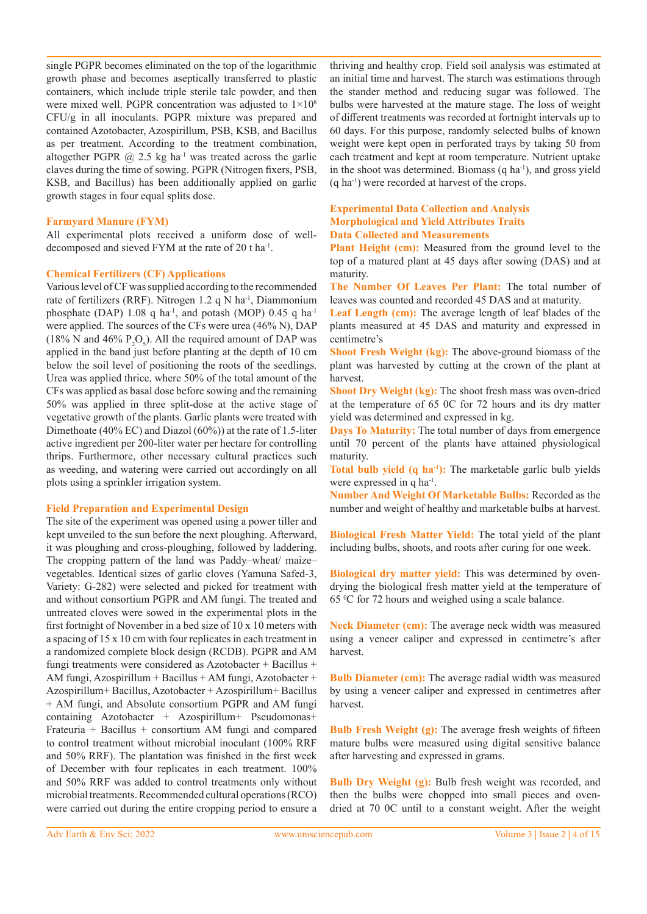single PGPR becomes eliminated on the top of the logarithmic growth phase and becomes aseptically transferred to plastic containers, which include triple sterile talc powder, and then were mixed well. PGPR concentration was adjusted to $1\times10^8$ CFU/g in all inoculants. PGPR mixture was prepared and contained Azotobacter, Azospirillum, PSB, KSB, and Bacillus as per treatment. According to the treatment combination, altogether PGPR @ 2.5 kg ha$^{-1}$ was treated across the garlic claves during the time of sowing. PGPR (Nitrogen fixers, PSB, KSB, and Bacillus) has been additionally applied on garlic growth stages in four equal splits dose.

### Farmyard Manure (FYM)

All experimental plots received a uniform dose of well-decomposed and sieved FYM at the rate of 20 t ha$^{-1}$.

### Chemical Fertilizers (CF) Applications

Various level of CF was supplied according to the recommended rate of fertilizers (RRF). Nitrogen 1.2 q N ha$^{-1}$, Diammonium phosphate (DAP) 1.08 q ha$^{-1}$, and potash (MOP) 0.45 q ha$^{-1}$ were applied. The sources of the CFs were urea (46% N), DAP (18% N and 46% $P_2O_5$). All the required amount of DAP was applied in the band just before planting at the depth of 10 cm below the soil level of positioning the roots of the seedlings. Urea was applied thrice, where 50% of the total amount of the CFs was applied as basal dose before sowing and the remaining 50% was applied in three split-dose at the active stage of vegetative growth of the plants. Garlic plants were treated with Dimethoate (40% EC) and Diazol (60%)) at the rate of 1.5-liter active ingredient per 200-liter water per hectare for controlling thrips. Furthermore, other necessary cultural practices such as weeding, and watering were carried out accordingly on all plots using a sprinkler irrigation system.

### Field Preparation and Experimental Design

The site of the experiment was opened using a power tiller and kept unveiled to the sun before the next ploughing. Afterward, it was ploughing and cross-ploughing, followed by laddering. The cropping pattern of the land was Paddy–wheat/ maize–vegetables. Identical sizes of garlic cloves (Yamuna Safed-3, Variety: G-282) were selected and picked for treatment with and without consortium PGPR and AM fungi. The treated and untreated cloves were sowed in the experimental plots in the first fortnight of November in a bed size of 10 x 10 meters with a spacing of 15 x 10 cm with four replicates in each treatment in a randomized complete block design (RCDB). PGPR and AM fungi treatments were considered as Azotobacter + Bacillus + AM fungi, Azospirillum + Bacillus + AM fungi, Azotobacter + Azospirillum+ Bacillus, Azotobacter + Azospirillum+ Bacillus + AM fungi, and Absolute consortium PGPR and AM fungi containing Azotobacter + Azospirillum+ Pseudomonas+ Frateuria + Bacillus + consortium AM fungi and compared to control treatment without microbial inoculant (100% RRF and 50% RRF). The plantation was finished in the first week of December with four replicates in each treatment. 100% and 50% RRF was added to control treatments only without microbial treatments. Recommended cultural operations (RCO) were carried out during the entire cropping period to ensure a thriving and healthy crop. Field soil analysis was estimated at an initial time and harvest. The starch was estimations through the stander method and reducing sugar was followed. The bulbs were harvested at the mature stage. The loss of weight of different treatments was recorded at fortnight intervals up to 60 days. For this purpose, randomly selected bulbs of known weight were kept open in perforated trays by taking 50 from each treatment and kept at room temperature. Nutrient uptake in the shoot was determined. Biomass (q ha$^{-1}$), and gross yield (q ha$^{-1}$) were recorded at harvest of the crops.

### Experimental Data Collection and Analysis

### Morphological and Yield Attributes Traits

### Data Collected and Measurements

**Plant Height (cm):** Measured from the ground level to the top of a matured plant at 45 days after sowing (DAS) and at maturity.

**The Number Of Leaves Per Plant:** The total number of leaves was counted and recorded 45 DAS and at maturity.

**Leaf Length (cm):** The average length of leaf blades of the plants measured at 45 DAS and maturity and expressed in centimetre's

**Shoot Fresh Weight (kg):** The above-ground biomass of the plant was harvested by cutting at the crown of the plant at harvest.

**Shoot Dry Weight (kg):** The shoot fresh mass was oven-dried at the temperature of 65 0C for 72 hours and its dry matter yield was determined and expressed in kg.

**Days To Maturity:** The total number of days from emergence until 70 percent of the plants have attained physiological maturity.

**Total bulb yield (q ha$^{-1}$):** The marketable garlic bulb yields were expressed in q ha$^{-1}$.

**Number And Weight Of Marketable Bulbs:** Recorded as the number and weight of healthy and marketable bulbs at harvest.

**Biological Fresh Matter Yield:** The total yield of the plant including bulbs, shoots, and roots after curing for one week.

**Biological dry matter yield:** This was determined by oven-drying the biological fresh matter yield at the temperature of 65 $^0$C for 72 hours and weighed using a scale balance.

**Neck Diameter (cm):** The average neck width was measured using a veneer caliper and expressed in centimetre's after harvest.

**Bulb Diameter (cm):** The average radial width was measured by using a veneer caliper and expressed in centimetres after harvest.

**Bulb Fresh Weight (g):** The average fresh weights of fifteen mature bulbs were measured using digital sensitive balance after harvesting and expressed in grams.

**Bulb Dry Weight (g):** Bulb fresh weight was recorded, and then the bulbs were chopped into small pieces and oven-dried at 70 0C until to a constant weight. After the weight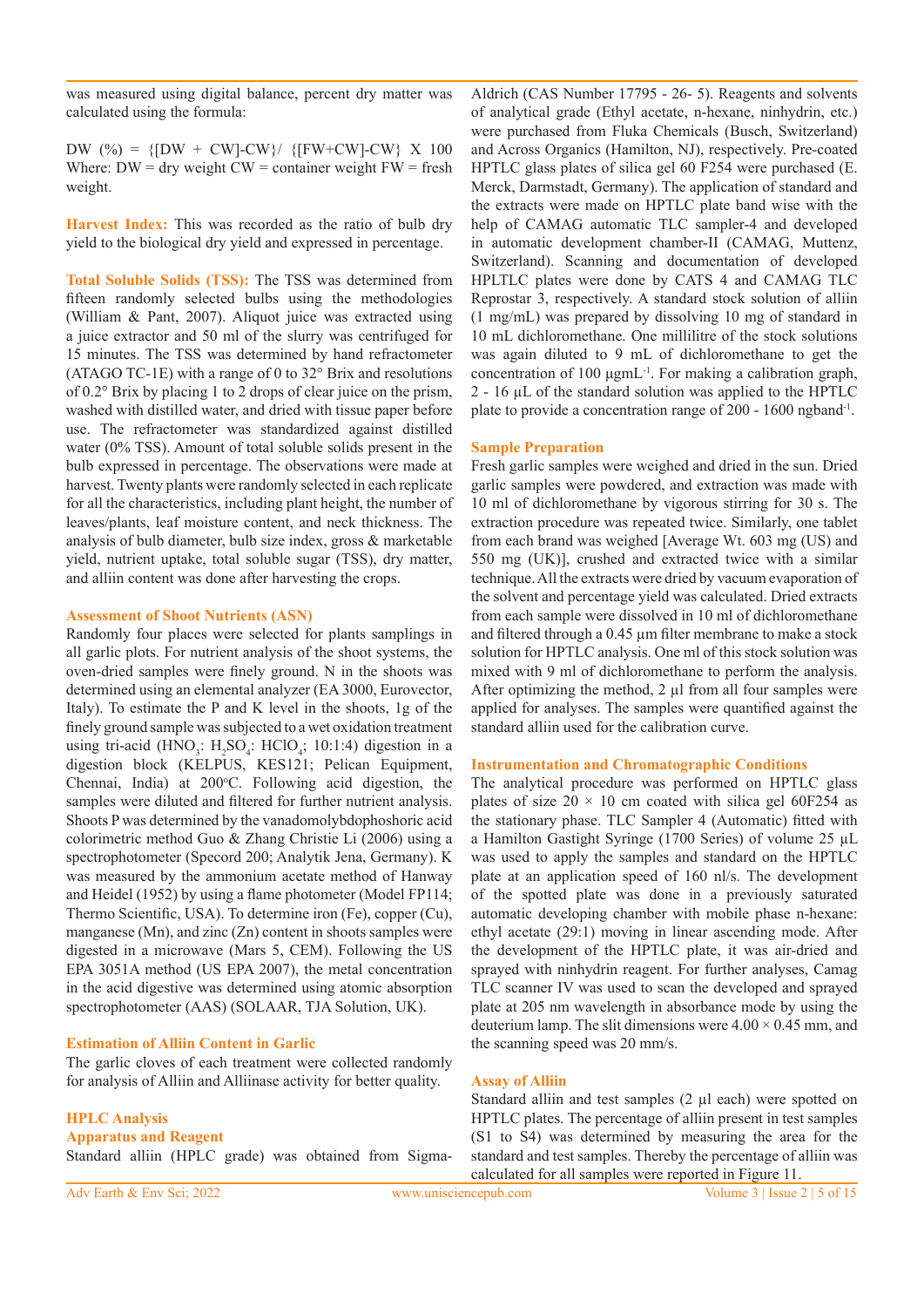was measured using digital balance, percent dry matter was calculated using the formula:

DW (%) = {[DW + CW]-CW}/ {[FW+CW]-CW} X 100 Where: DW = dry weight CW = container weight FW = fresh weight.

**Harvest Index:** This was recorded as the ratio of bulb dry yield to the biological dry yield and expressed in percentage.

**Total Soluble Solids (TSS):** The TSS was determined from fifteen randomly selected bulbs using the methodologies (William & Pant, 2007). Aliquot juice was extracted using a juice extractor and 50 ml of the slurry was centrifuged for 15 minutes. The TSS was determined by hand refractometer (ATAGO TC-1E) with a range of 0 to 32° Brix and resolutions of 0.2° Brix by placing 1 to 2 drops of clear juice on the prism, washed with distilled water, and dried with tissue paper before use. The refractometer was standardized against distilled water (0% TSS). Amount of total soluble solids present in the bulb expressed in percentage. The observations were made at harvest. Twenty plants were randomly selected in each replicate for all the characteristics, including plant height, the number of leaves/plants, leaf moisture content, and neck thickness. The analysis of bulb diameter, bulb size index, gross & marketable yield, nutrient uptake, total soluble sugar (TSS), dry matter, and alliin content was done after harvesting the crops.

### Assessment of Shoot Nutrients (ASN)

Randomly four places were selected for plants samplings in all garlic plots. For nutrient analysis of the shoot systems, the oven-dried samples were finely ground. N in the shoots was determined using an elemental analyzer (EA 3000, Eurovector, Italy). To estimate the P and K level in the shoots, 1g of the finely ground sample was subjected to a wet oxidation treatment using tri-acid ($HNO_3$: $H_2SO_4$: $HClO_4$; 10:1:4) digestion in a digestion block (KELPUS, KES121; Pelican Equipment, Chennai, India) at 200°C. Following acid digestion, the samples were diluted and filtered for further nutrient analysis. Shoots P was determined by the vanadomolybdophoshoric acid colorimetric method Guo & Zhang Christie Li (2006) using a spectrophotometer (Specord 200; Analytik Jena, Germany). K was measured by the ammonium acetate method of Hanway and Heidel (1952) by using a flame photometer (Model FP114; Thermo Scientific, USA). To determine iron (Fe), copper (Cu), manganese (Mn), and zinc (Zn) content in shoots samples were digested in a microwave (Mars 5, CEM). Following the US EPA 3051A method (US EPA 2007), the metal concentration in the acid digestive was determined using atomic absorption spectrophotometer (AAS) (SOLAAR, TJA Solution, UK).

### Estimation of Alliin Content in Garlic

The garlic cloves of each treatment were collected randomly for analysis of Alliin and Alliinase activity for better quality.

### HPLC Analysis

### Apparatus and Reagent

Standard alliin (HPLC grade) was obtained from Sigma-Aldrich (CAS Number 17795 - 26- 5). Reagents and solvents of analytical grade (Ethyl acetate, n-hexane, ninhydrin, etc.) were purchased from Fluka Chemicals (Busch, Switzerland) and Across Organics (Hamilton, NJ), respectively. Pre-coated HPTLC glass plates of silica gel 60 F254 were purchased (E. Merck, Darmstadt, Germany). The application of standard and the extracts were made on HPTLC plate band wise with the help of CAMAG automatic TLC sampler-4 and developed in automatic development chamber-II (CAMAG, Muttenz, Switzerland). Scanning and documentation of developed HPLTLC plates were done by CATS 4 and CAMAG TLC Reprostar 3, respectively. A standard stock solution of alliin (1 mg/mL) was prepared by dissolving 10 mg of standard in 10 mL dichloromethane. One millilitre of the stock solutions was again diluted to 9 mL of dichloromethane to get the concentration of 100 μgmL$^{-1}$. For making a calibration graph, 2 - 16 µL of the standard solution was applied to the HPTLC plate to provide a concentration range of 200 - 1600 ngband$^{-1}$.

### Sample Preparation

Fresh garlic samples were weighed and dried in the sun. Dried garlic samples were powdered, and extraction was made with 10 ml of dichloromethane by vigorous stirring for 30 s. The extraction procedure was repeated twice. Similarly, one tablet from each brand was weighed [Average Wt. 603 mg (US) and 550 mg (UK)], crushed and extracted twice with a similar technique. All the extracts were dried by vacuum evaporation of the solvent and percentage yield was calculated. Dried extracts from each sample were dissolved in 10 ml of dichloromethane and filtered through a 0.45 µm filter membrane to make a stock solution for HPTLC analysis. One ml of this stock solution was mixed with 9 ml of dichloromethane to perform the analysis. After optimizing the method, 2 µl from all four samples were applied for analyses. The samples were quantified against the standard alliin used for the calibration curve.

### Instrumentation and Chromatographic Conditions

The analytical procedure was performed on HPTLC glass plates of size 20 × 10 cm coated with silica gel 60F254 as the stationary phase. TLC Sampler 4 (Automatic) fitted with a Hamilton Gastight Syringe (1700 Series) of volume 25 µL was used to apply the samples and standard on the HPTLC plate at an application speed of 160 nl/s. The development of the spotted plate was done in a previously saturated automatic developing chamber with mobile phase n-hexane: ethyl acetate (29:1) moving in linear ascending mode. After the development of the HPTLC plate, it was air-dried and sprayed with ninhydrin reagent. For further analyses, Camag TLC scanner IV was used to scan the developed and sprayed plate at 205 nm wavelength in absorbance mode by using the deuterium lamp. The slit dimensions were 4.00 × 0.45 mm, and the scanning speed was 20 mm/s.

### Assay of Alliin

Standard alliin and test samples (2 µl each) were spotted on HPTLC plates. The percentage of alliin present in test samples (S1 to S4) was determined by measuring the area for the standard and test samples. Thereby the percentage of alliin was calculated for all samples were reported in Figure 11.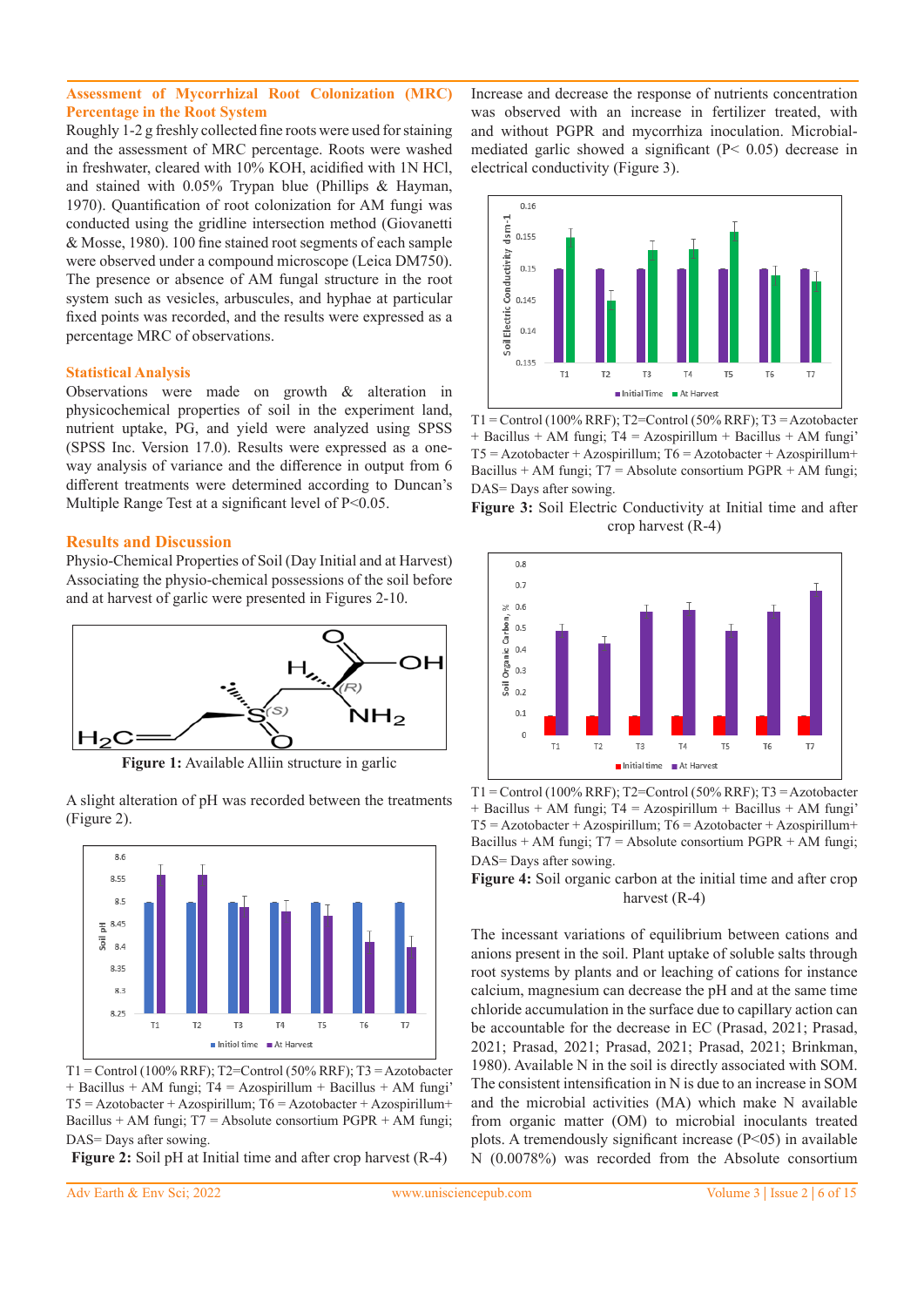## Assessment of Mycorrhizal Root Colonization (MRC) Percentage in the Root System

Roughly 1-2 g freshly collected fine roots were used for staining and the assessment of MRC percentage. Roots were washed in freshwater, cleared with 10% KOH, acidified with 1N HCl, and stained with 0.05% Trypan blue (Phillips & Hayman, 1970). Quantification of root colonization for AM fungi was conducted using the gridline intersection method (Giovanetti & Mosse, 1980). 100 fine stained root segments of each sample were observed under a compound microscope (Leica DM750). The presence or absence of AM fungal structure in the root system such as vesicles, arbuscules, and hyphae at particular fixed points was recorded, and the results were expressed as a percentage MRC of observations.

## Statistical Analysis

Observations were made on growth & alteration in physicochemical properties of soil in the experiment land, nutrient uptake, PG, and yield were analyzed using SPSS (SPSS Inc. Version 17.0). Results were expressed as a one-way analysis of variance and the difference in output from 6 different treatments were determined according to Duncan's Multiple Range Test at a significant level of P<0.05.

## Results and Discussion

Physio-Chemical Properties of Soil (Day Initial and at Harvest) Associating the physio-chemical possessions of the soil before and at harvest of garlic were presented in Figures 2-10.

**Figure 1:** Available Alliin structure in garlic

A slight alteration of pH was recorded between the treatments (Figure 2).

T1 = Control (100% RRF); T2=Control (50% RRF); T3 = Azotobacter + Bacillus + AM fungi; T4 = Azospirillum + Bacillus + AM fungi' T5 = Azotobacter + Azospirillum; T6 = Azotobacter + Azospirillum+ Bacillus + AM fungi; T7 = Absolute consortium PGPR + AM fungi; DAS= Days after sowing.

**Figure 2:** Soil pH at Initial time and after crop harvest (R-4)

Increase and decrease the response of nutrients concentration was observed with an increase in fertilizer treated, with and without PGPR and mycorrhiza inoculation. Microbial-mediated garlic showed a significant (P< 0.05) decrease in electrical conductivity (Figure 3).

T1 = Control (100% RRF); T2=Control (50% RRF); T3 = Azotobacter + Bacillus + AM fungi; T4 = Azospirillum + Bacillus + AM fungi' T5 = Azotobacter + Azospirillum; T6 = Azotobacter + Azospirillum+ Bacillus + AM fungi; T7 = Absolute consortium PGPR + AM fungi; DAS= Days after sowing.

**Figure 3:** Soil Electric Conductivity at Initial time and after crop harvest (R-4)

T1 = Control (100% RRF); T2=Control (50% RRF); T3 = Azotobacter + Bacillus + AM fungi; T4 = Azospirillum + Bacillus + AM fungi' T5 = Azotobacter + Azospirillum; T6 = Azotobacter + Azospirillum+ Bacillus + AM fungi; T7 = Absolute consortium PGPR + AM fungi; DAS= Days after sowing.

**Figure 4:** Soil organic carbon at the initial time and after crop harvest (R-4)

The incessant variations of equilibrium between cations and anions present in the soil. Plant uptake of soluble salts through root systems by plants and or leaching of cations for instance calcium, magnesium can decrease the pH and at the same time chloride accumulation in the surface due to capillary action can be accountable for the decrease in EC (Prasad, 2021; Prasad, 2021; Prasad, 2021; Prasad, 2021; Prasad, 2021; Brinkman, 1980). Available N in the soil is directly associated with SOM. The consistent intensification in N is due to an increase in SOM and the microbial activities (MA) which make N available from organic matter (OM) to microbial inoculants treated plots. A tremendously significant increase (P<05) in available N (0.0078%) was recorded from the Absolute consortium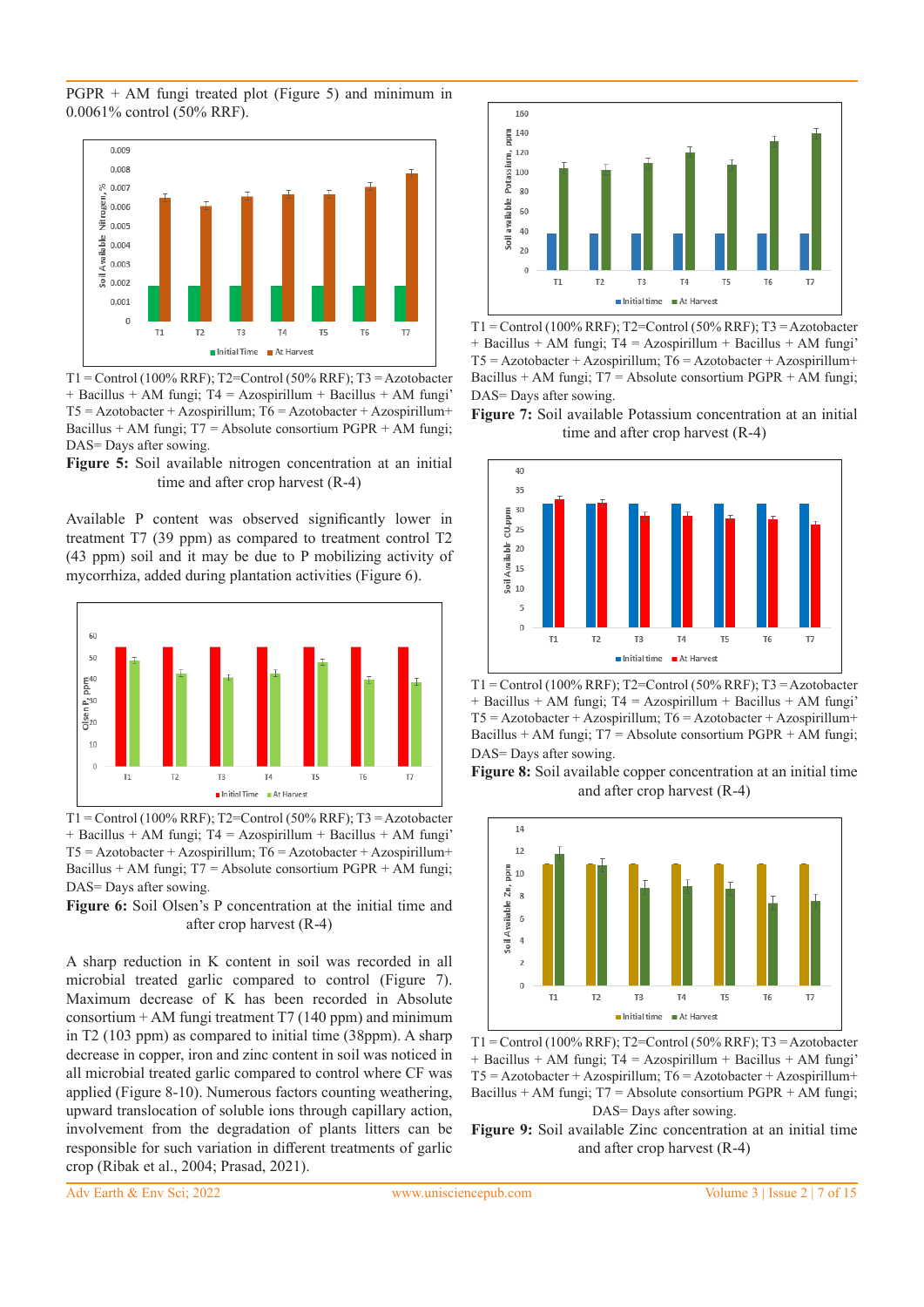PGPR + AM fungi treated plot (Figure 5) and minimum in 0.0061% control (50% RRF).

T1 = Control (100% RRF); T2=Control (50% RRF); T3 = Azotobacter + Bacillus + AM fungi; T4 = Azospirillum + Bacillus + AM fungi' T5 = Azotobacter + Azospirillum; T6 = Azotobacter + Azospirillum+ Bacillus + AM fungi; T7 = Absolute consortium PGPR + AM fungi; DAS= Days after sowing.

**Figure 5:** Soil available nitrogen concentration at an initial time and after crop harvest (R-4)

Available P content was observed significantly lower in treatment T7 (39 ppm) as compared to treatment control T2 (43 ppm) soil and it may be due to P mobilizing activity of mycorrhiza, added during plantation activities (Figure 6).

T1 = Control (100% RRF); T2=Control (50% RRF); T3 = Azotobacter + Bacillus + AM fungi; T4 = Azospirillum + Bacillus + AM fungi' T5 = Azotobacter + Azospirillum; T6 = Azotobacter + Azospirillum+ Bacillus + AM fungi; T7 = Absolute consortium PGPR + AM fungi; DAS= Days after sowing.

**Figure 6:** Soil Olsen's P concentration at the initial time and after crop harvest (R-4)

A sharp reduction in K content in soil was recorded in all microbial treated garlic compared to control (Figure 7). Maximum decrease of K has been recorded in Absolute consortium + AM fungi treatment T7 (140 ppm) and minimum in T2 (103 ppm) as compared to initial time (38ppm). A sharp decrease in copper, iron and zinc content in soil was noticed in all microbial treated garlic compared to control where CF was applied (Figure 8-10). Numerous factors counting weathering, upward translocation of soluble ions through capillary action, involvement from the degradation of plants litters can be responsible for such variation in different treatments of garlic crop (Ribak et al., 2004; Prasad, 2021).

T1 = Control (100% RRF); T2=Control (50% RRF); T3 = Azotobacter + Bacillus + AM fungi; T4 = Azospirillum + Bacillus + AM fungi' T5 = Azotobacter + Azospirillum; T6 = Azotobacter + Azospirillum+ Bacillus + AM fungi; T7 = Absolute consortium PGPR + AM fungi; DAS= Days after sowing.

**Figure 7:** Soil available Potassium concentration at an initial time and after crop harvest (R-4)

T1 = Control (100% RRF); T2=Control (50% RRF); T3 = Azotobacter + Bacillus + AM fungi; T4 = Azospirillum + Bacillus + AM fungi' T5 = Azotobacter + Azospirillum; T6 = Azotobacter + Azospirillum+ Bacillus + AM fungi; T7 = Absolute consortium PGPR + AM fungi; DAS= Days after sowing.

**Figure 8:** Soil available copper concentration at an initial time and after crop harvest (R-4)

T1 = Control (100% RRF); T2=Control (50% RRF); T3 = Azotobacter + Bacillus + AM fungi; T4 = Azospirillum + Bacillus + AM fungi' T5 = Azotobacter + Azospirillum; T6 = Azotobacter + Azospirillum+ Bacillus + AM fungi; T7 = Absolute consortium PGPR + AM fungi; DAS= Days after sowing.

**Figure 9:** Soil available Zinc concentration at an initial time and after crop harvest (R-4)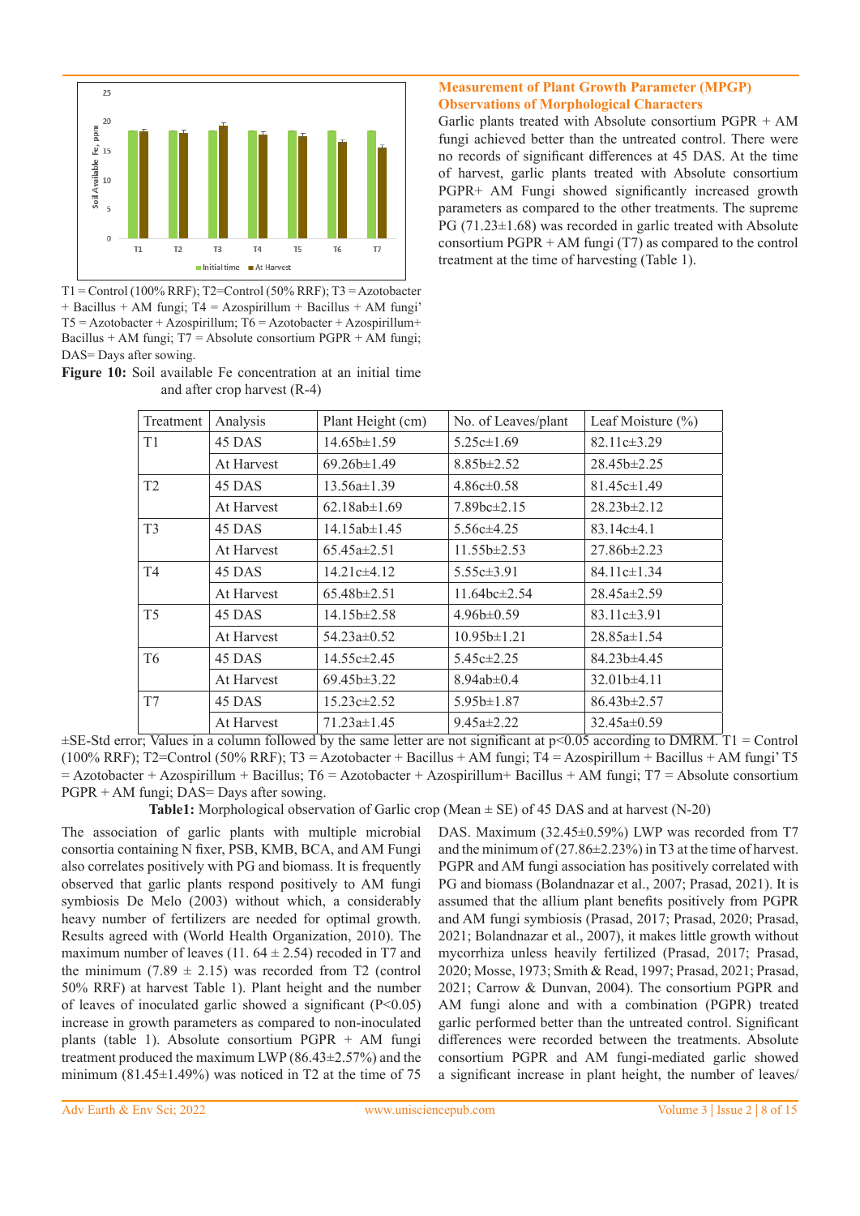T1 = Control (100% RRF); T2=Control (50% RRF); T3 = Azotobacter + Bacillus + AM fungi; T4 = Azospirillum + Bacillus + AM fungi' T5 = Azotobacter + Azospirillum; T6 = Azotobacter + Azospirillum+ Bacillus + AM fungi; T7 = Absolute consortium PGPR + AM fungi; DAS= Days after sowing.

**Figure 10:** Soil available Fe concentration at an initial time and after crop harvest (R-4)

### Measurement of Plant Growth Parameter (MPGP)

### Observations of Morphological Characters

Garlic plants treated with Absolute consortium PGPR + AM fungi achieved better than the untreated control. There were no records of significant differences at 45 DAS. At the time of harvest, garlic plants treated with Absolute consortium PGPR+ AM Fungi showed significantly increased growth parameters as compared to the other treatments. The supreme PG (71.23±1.68) was recorded in garlic treated with Absolute consortium PGPR + AM fungi (T7) as compared to the control treatment at the time of harvesting (Table 1).

| Treatment | Analysis | Plant Height (cm) | No. of Leaves/plant | Leaf Moisture (%) |
|---|---|---|---|---|
| T1 | 45 DAS | 14.65b±1.59 | 5.25c±1.69 | 82.11c±3.29 |
| | At Harvest | 69.26b±1.49 | 8.85b±2.52 | 28.45b±2.25 |
| T2 | 45 DAS | 13.56a±1.39 | 4.86c±0.58 | 81.45c±1.49 |
| | At Harvest | 62.18ab±1.69 | 7.89bc±2.15 | 28.23b±2.12 |
| T3 | 45 DAS | 14.15ab±1.45 | 5.56c±4.25 | 83.14c±4.1 |
| | At Harvest | 65.45a±2.51 | 11.55b±2.53 | 27.86b±2.23 |
| T4 | 45 DAS | 14.21c±4.12 | 5.55c±3.91 | 84.11c±1.34 |
| | At Harvest | 65.48b±2.51 | 11.64bc±2.54 | 28.45a±2.59 |
| T5 | 45 DAS | 14.15b±2.58 | 4.96b±0.59 | 83.11c±3.91 |
| | At Harvest | 54.23a±0.52 | 10.95b±1.21 | 28.85a±1.54 |
| T6 | 45 DAS | 14.55c±2.45 | 5.45c±2.25 | 84.23b±4.45 |
| | At Harvest | 69.45b±3.22 | 8.94ab±0.4 | 32.01b±4.11 |
| T7 | 45 DAS | 15.23c±2.52 | 5.95b±1.87 | 86.43b±2.57 |
| | At Harvest | 71.23a±1.45 | 9.45a±2.22 | 32.45a±0.59 |

±SE-Std error; Values in a column followed by the same letter are not significant at $p<0.05$ according to DMRM. T1 = Control (100% RRF); T2=Control (50% RRF); T3 = Azotobacter + Bacillus + AM fungi; T4 = Azospirillum + Bacillus + AM fungi' T5 = Azotobacter + Azospirillum + Bacillus; T6 = Azotobacter + Azospirillum+ Bacillus + AM fungi; T7 = Absolute consortium PGPR + AM fungi; DAS= Days after sowing.

**Table1:** Morphological observation of Garlic crop (Mean ± SE) of 45 DAS and at harvest (N-20)

The association of garlic plants with multiple microbial consortia containing N fixer, PSB, KMB, BCA, and AM Fungi also correlates positively with PG and biomass. It is frequently observed that garlic plants respond positively to AM fungi symbiosis De Melo (2003) without which, a considerably heavy number of fertilizers are needed for optimal growth. Results agreed with (World Health Organization, 2010). The maximum number of leaves (11. 64 ± 2.54) recoded in T7 and the minimum (7.89 ± 2.15) was recorded from T2 (control 50% RRF) at harvest Table 1). Plant height and the number of leaves of inoculated garlic showed a significant ($P<0.05$) increase in growth parameters as compared to non-inoculated plants (table 1). Absolute consortium PGPR + AM fungi treatment produced the maximum LWP (86.43±2.57%) and the minimum (81.45±1.49%) was noticed in T2 at the time of 75 DAS. Maximum (32.45±0.59%) LWP was recorded from T7 and the minimum of (27.86±2.23%) in T3 at the time of harvest. PGPR and AM fungi association has positively correlated with PG and biomass (Bolandnazar et al., 2007; Prasad, 2021). It is assumed that the allium plant benefits positively from PGPR and AM fungi symbiosis (Prasad, 2017; Prasad, 2020; Prasad, 2021; Bolandnazar et al., 2007), it makes little growth without mycorrhiza unless heavily fertilized (Prasad, 2017; Prasad, 2020; Mosse, 1973; Smith & Read, 1997; Prasad, 2021; Prasad, 2021; Carrow & Dunvan, 2004). The consortium PGPR and AM fungi alone and with a combination (PGPR) treated garlic performed better than the untreated control. Significant differences were recorded between the treatments. Absolute consortium PGPR and AM fungi-mediated garlic showed a significant increase in plant height, the number of leaves/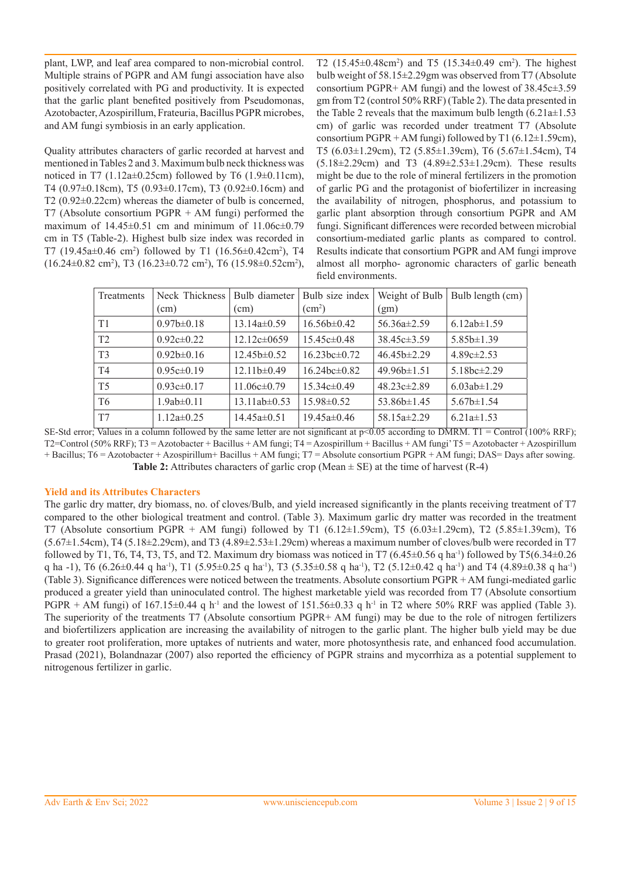plant, LWP, and leaf area compared to non-microbial control. Multiple strains of PGPR and AM fungi association have also positively correlated with PG and productivity. It is expected that the garlic plant benefited positively from Pseudomonas, Azotobacter, Azospirillum, Frateuria, Bacillus PGPR microbes, and AM fungi symbiosis in an early application.

Quality attributes characters of garlic recorded at harvest and mentioned in Tables 2 and 3. Maximum bulb neck thickness was noticed in T7 (1.12a±0.25cm) followed by T6 (1.9±0.11cm), T4 (0.97±0.18cm), T5 (0.93±0.17cm), T3 (0.92±0.16cm) and T2 (0.92±0.22cm) whereas the diameter of bulb is concerned, T7 (Absolute consortium PGPR + AM fungi) performed the maximum of 14.45±0.51 cm and minimum of 11.06c±0.79 cm in T5 (Table-2). Highest bulb size index was recorded in T7 (19.45a±0.46 cm$^2$) followed by T1 (16.56±0.42cm$^2$), T4 (16.24±0.82 cm$^2$), T3 (16.23±0.72 cm$^2$), T6 (15.98±0.52cm$^2$), T2 (15.45±0.48cm$^2$) and T5 (15.34±0.49 cm$^2$). The highest bulb weight of 58.15±2.29gm was observed from T7 (Absolute consortium PGPR+ AM fungi) and the lowest of 38.45c±3.59 gm from T2 (control 50% RRF) (Table 2). The data presented in the Table 2 reveals that the maximum bulb length (6.21a±1.53 cm) of garlic was recorded under treatment T7 (Absolute consortium PGPR + AM fungi) followed by T1 (6.12±1.59cm), T5 (6.03±1.29cm), T2 (5.85±1.39cm), T6 (5.67±1.54cm), T4 (5.18±2.29cm) and T3 (4.89±2.53±1.29cm). These results might be due to the role of mineral fertilizers in the promotion of garlic PG and the protagonist of biofertilizer in increasing the availability of nitrogen, phosphorus, and potassium to garlic plant absorption through consortium PGPR and AM fungi. Significant differences were recorded between microbial consortium-mediated garlic plants as compared to control. Results indicate that consortium PGPR and AM fungi improve almost all morpho- agronomic characters of garlic beneath field environments.

| Treatments | Neck Thickness (cm) | Bulb diameter (cm) | Bulb size index (cm$^2$) | Weight of Bulb (gm) | Bulb length (cm) |
|---|---|---|---|---|---|
| T1 | 0.97b±0.18 | 13.14a±0.59 | 16.56b±0.42 | 56.36a±2.59 | 6.12ab±1.59 |
| T2 | 0.92c±0.22 | 12.12c±0659 | 15.45c±0.48 | 38.45c±3.59 | 5.85b±1.39 |
| T3 | 0.92b±0.16 | 12.45b±0.52 | 16.23bc±0.72 | 46.45b±2.29 | 4.89c±2.53 |
| T4 | 0.95c±0.19 | 12.11b±0.49 | 16.24bc±0.82 | 49.96b±1.51 | 5.18bc±2.29 |
| T5 | 0.93c±0.17 | 11.06c±0.79 | 15.34c±0.49 | 48.23c±2.89 | 6.03ab±1.29 |
| T6 | 1.9ab±0.11 | 13.11ab±0.53 | 15.98±0.52 | 53.86b±1.45 | 5.67b±1.54 |
| T7 | 1.12a±0.25 | 14.45a±0.51 | 19.45a±0.46 | 58.15a±2.29 | 6.21a±1.53 |

SE-Std error; Values in a column followed by the same letter are not significant at $p<0.05$ according to DMRM. T1 = Control (100% RRF); T2=Control (50% RRF); T3 = Azotobacter + Bacillus + AM fungi; T4 = Azospirillum + Bacillus + AM fungi' T5 = Azotobacter + Azospirillum + Bacillus; T6 = Azotobacter + Azospirillum+ Bacillus + AM fungi; T7 = Absolute consortium PGPR + AM fungi; DAS= Days after sowing.

**Table 2:** Attributes characters of garlic crop (Mean ± SE) at the time of harvest (R-4)

## Yield and its Attributes Characters

The garlic dry matter, dry biomass, no. of cloves/Bulb, and yield increased significantly in the plants receiving treatment of T7 compared to the other biological treatment and control. (Table 3). Maximum garlic dry matter was recorded in the treatment T7 (Absolute consortium PGPR + AM fungi) followed by T1 (6.12±1.59cm), T5 (6.03±1.29cm), T2 (5.85±1.39cm), T6 (5.67±1.54cm), T4 (5.18±2.29cm), and T3 (4.89±2.53±1.29cm) whereas a maximum number of cloves/bulb were recorded in T7 followed by T1, T6, T4, T3, T5, and T2. Maximum dry biomass was noticed in T7 (6.45±0.56 q ha$^{-1}$) followed by T5(6.34±0.26 q ha -1), T6 (6.26±0.44 q ha$^{-1}$), T1 (5.95±0.25 q ha$^{-1}$), T3 (5.35±0.58 q ha$^{-1}$), T2 (5.12±0.42 q ha$^{-1}$) and T4 (4.89±0.38 q ha$^{-1}$) (Table 3). Significance differences were noticed between the treatments. Absolute consortium PGPR + AM fungi-mediated garlic produced a greater yield than uninoculated control. The highest marketable yield was recorded from T7 (Absolute consortium PGPR + AM fungi) of 167.15±0.44 q h$^{-1}$ and the lowest of 151.56±0.33 q h$^{-1}$ in T2 where 50% RRF was applied (Table 3). The superiority of the treatments T7 (Absolute consortium PGPR+ AM fungi) may be due to the role of nitrogen fertilizers and biofertilizers application are increasing the availability of nitrogen to the garlic plant. The higher bulb yield may be due to greater root proliferation, more uptakes of nutrients and water, more photosynthesis rate, and enhanced food accumulation. Prasad (2021), Bolandnazar (2007) also reported the efficiency of PGPR strains and mycorrhiza as a potential supplement to nitrogenous fertilizer in garlic.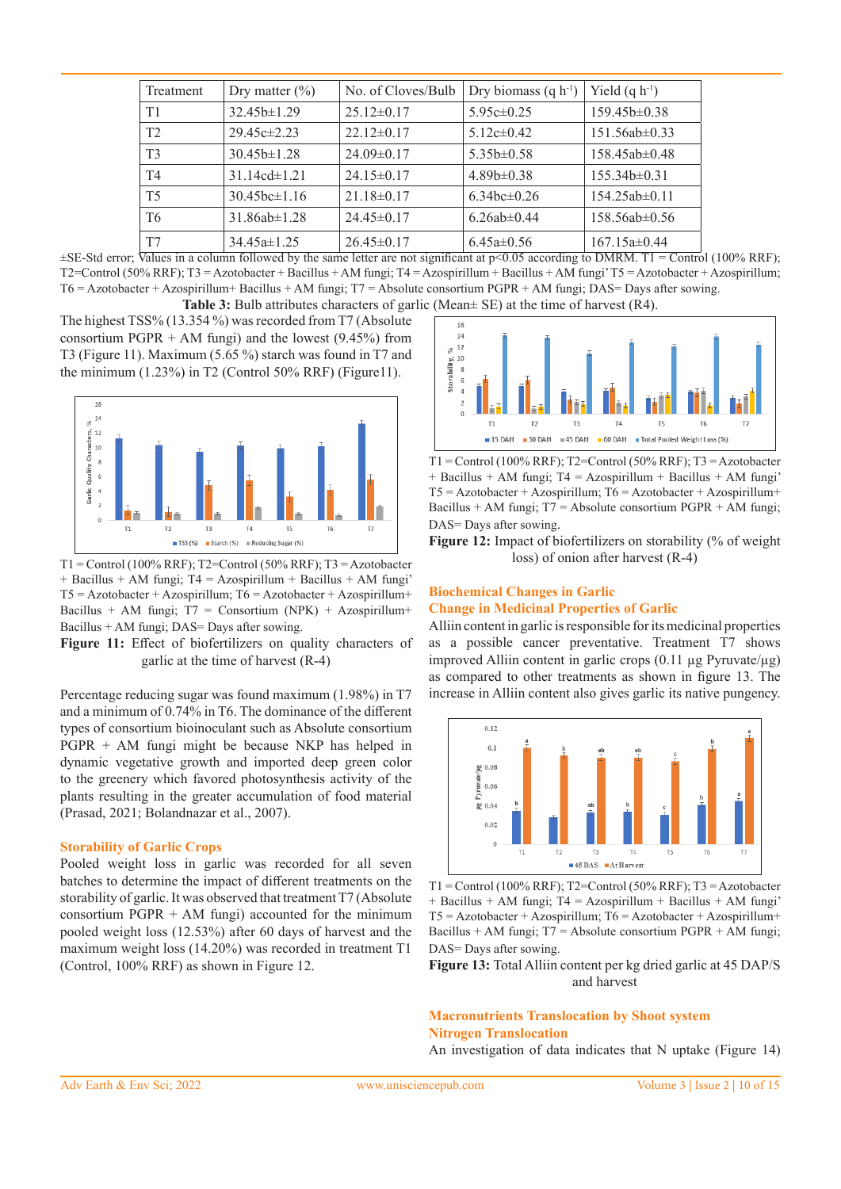| Treatment | Dry matter (%) | No. of Cloves/Bulb | Dry biomass (q $h^{-1}$) | Yield (q $h^{-1}$) |
|---|---|---|---|---|
| T1 | 32.45b±1.29 | 25.12±0.17 | 5.95c±0.25 | 159.45b±0.38 |
| T2 | 29.45c±2.23 | 22.12±0.17 | 5.12c±0.42 | 151.56ab±0.33 |
| T3 | 30.45b±1.28 | 24.09±0.17 | 5.35b±0.58 | 158.45ab±0.48 |
| T4 | 31.14cd±1.21 | 24.15±0.17 | 4.89b±0.38 | 155.34b±0.31 |
| T5 | 30.45bc±1.16 | 21.18±0.17 | 6.34bc±0.26 | 154.25ab±0.11 |
| T6 | 31.86ab±1.28 | 24.45±0.17 | 6.26ab±0.44 | 158.56ab±0.56 |
| T7 | 34.45a±1.25 | 26.45±0.17 | 6.45a±0.56 | 167.15a±0.44 |

±SE-Std error; Values in a column followed by the same letter are not significant at p<0.05 according to DMRM. T1 = Control (100% RRF); T2=Control (50% RRF); T3 = Azotobacter + Bacillus + AM fungi; T4 = Azospirillum + Bacillus + AM fungi' T5 = Azotobacter + Azospirillum; T6 = Azotobacter + Azospirillum+ Bacillus + AM fungi; T7 = Absolute consortium PGPR + AM fungi; DAS= Days after sowing.

**Table 3:** Bulb attributes characters of garlic (Mean± SE) at the time of harvest (R4).

The highest TSS% (13.354 %) was recorded from T7 (Absolute consortium PGPR + AM fungi) and the lowest (9.45%) from T3 (Figure 11). Maximum (5.65 %) starch was found in T7 and the minimum (1.23%) in T2 (Control 50% RRF) (Figure11).

T1 = Control (100% RRF); T2=Control (50% RRF); T3 = Azotobacter + Bacillus + AM fungi; T4 = Azospirillum + Bacillus + AM fungi' T5 = Azotobacter + Azospirillum; T6 = Azotobacter + Azospirillum+ Bacillus + AM fungi; T7 = Consortium (NPK) + Azospirillum+ Bacillus + AM fungi; DAS= Days after sowing.

**Figure 11:** Effect of biofertilizers on quality characters of garlic at the time of harvest (R-4)

Percentage reducing sugar was found maximum (1.98%) in T7 and a minimum of 0.74% in T6. The dominance of the different types of consortium bioinoculant such as Absolute consortium PGPR + AM fungi might be because NKP has helped in dynamic vegetative growth and imported deep green color to the greenery which favored photosynthesis activity of the plants resulting in the greater accumulation of food material (Prasad, 2021; Bolandnazar et al., 2007).

## Storability of Garlic Crops

Pooled weight loss in garlic was recorded for all seven batches to determine the impact of different treatments on the storability of garlic. It was observed that treatment T7 (Absolute consortium PGPR + AM fungi) accounted for the minimum pooled weight loss (12.53%) after 60 days of harvest and the maximum weight loss (14.20%) was recorded in treatment T1 (Control, 100% RRF) as shown in Figure 12.

T1 = Control (100% RRF); T2=Control (50% RRF); T3 = Azotobacter + Bacillus + AM fungi; T4 = Azospirillum + Bacillus + AM fungi' T5 = Azotobacter + Azospirillum; T6 = Azotobacter + Azospirillum+ Bacillus + AM fungi; T7 = Absolute consortium PGPR + AM fungi; DAS= Days after sowing.

**Figure 12:** Impact of biofertilizers on storability (% of weight loss) of onion after harvest (R-4)

## Biochemical Changes in Garlic

## Change in Medicinal Properties of Garlic

Alliin content in garlic is responsible for its medicinal properties as a possible cancer preventative. Treatment T7 shows improved Alliin content in garlic crops (0.11 µg Pyruvate/µg) as compared to other treatments as shown in figure 13. The increase in Alliin content also gives garlic its native pungency.

T1 = Control (100% RRF); T2=Control (50% RRF); T3 = Azotobacter + Bacillus + AM fungi; T4 = Azospirillum + Bacillus + AM fungi' T5 = Azotobacter + Azospirillum; T6 = Azotobacter + Azospirillum+ Bacillus + AM fungi; T7 = Absolute consortium PGPR + AM fungi; DAS= Days after sowing.

**Figure 13:** Total Alliin content per kg dried garlic at 45 DAP/S and harvest

## Macronutrients Translocation by Shoot system

## Nitrogen Translocation

An investigation of data indicates that N uptake (Figure 14)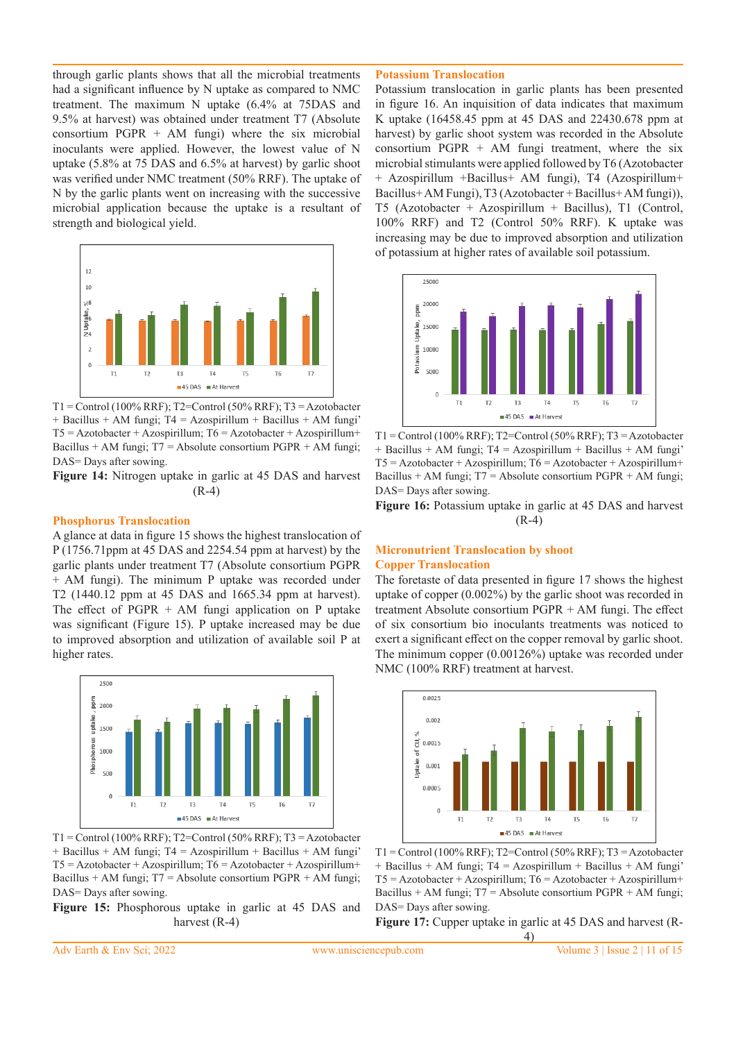through garlic plants shows that all the microbial treatments had a significant influence by N uptake as compared to NMC treatment. The maximum N uptake (6.4% at 75DAS and 9.5% at harvest) was obtained under treatment T7 (Absolute consortium PGPR + AM fungi) where the six microbial inoculants were applied. However, the lowest value of N uptake (5.8% at 75 DAS and 6.5% at harvest) by garlic shoot was verified under NMC treatment (50% RRF). The uptake of N by the garlic plants went on increasing with the successive microbial application because the uptake is a resultant of strength and biological yield.

T1 = Control (100% RRF); T2=Control (50% RRF); T3 = Azotobacter + Bacillus + AM fungi; T4 = Azospirillum + Bacillus + AM fungi' T5 = Azotobacter + Azospirillum; T6 = Azotobacter + Azospirillum+ Bacillus + AM fungi; T7 = Absolute consortium PGPR + AM fungi; DAS= Days after sowing.

**Figure 14:** Nitrogen uptake in garlic at 45 DAS and harvest (R-4)

## Phosphorus Translocation

A glance at data in figure 15 shows the highest translocation of P (1756.71ppm at 45 DAS and 2254.54 ppm at harvest) by the garlic plants under treatment T7 (Absolute consortium PGPR + AM fungi). The minimum P uptake was recorded under T2 (1440.12 ppm at 45 DAS and 1665.34 ppm at harvest). The effect of PGPR + AM fungi application on P uptake was significant (Figure 15). P uptake increased may be due to improved absorption and utilization of available soil P at higher rates.

T1 = Control (100% RRF); T2=Control (50% RRF); T3 = Azotobacter + Bacillus + AM fungi; T4 = Azospirillum + Bacillus + AM fungi' T5 = Azotobacter + Azospirillum; T6 = Azotobacter + Azospirillum+ Bacillus + AM fungi; T7 = Absolute consortium PGPR + AM fungi; DAS= Days after sowing.

**Figure 15:** Phosphorous uptake in garlic at 45 DAS and harvest (R-4)

## Potassium Translocation

Potassium translocation in garlic plants has been presented in figure 16. An inquisition of data indicates that maximum K uptake (16458.45 ppm at 45 DAS and 22430.678 ppm at harvest) by garlic shoot system was recorded in the Absolute consortium PGPR + AM fungi treatment, where the six microbial stimulants were applied followed by T6 (Azotobacter + Azospirillum +Bacillus+ AM fungi), T4 (Azospirillum+ Bacillus+AM Fungi), T3 (Azotobacter + Bacillus+AM fungi)), T5 (Azotobacter + Azospirillum + Bacillus), T1 (Control, 100% RRF) and T2 (Control 50% RRF). K uptake was increasing may be due to improved absorption and utilization of potassium at higher rates of available soil potassium.

T1 = Control (100% RRF); T2=Control (50% RRF); T3 = Azotobacter + Bacillus + AM fungi; T4 = Azospirillum + Bacillus + AM fungi' T5 = Azotobacter + Azospirillum; T6 = Azotobacter + Azospirillum+ Bacillus + AM fungi; T7 = Absolute consortium PGPR + AM fungi; DAS= Days after sowing.

**Figure 16:** Potassium uptake in garlic at 45 DAS and harvest (R-4)

## Micronutrient Translocation by shoot

### Copper Translocation

The foretaste of data presented in figure 17 shows the highest uptake of copper (0.002%) by the garlic shoot was recorded in treatment Absolute consortium PGPR + AM fungi. The effect of six consortium bio inoculants treatments was noticed to exert a significant effect on the copper removal by garlic shoot. The minimum copper (0.00126%) uptake was recorded under NMC (100% RRF) treatment at harvest.

T1 = Control (100% RRF); T2=Control (50% RRF); T3 = Azotobacter + Bacillus + AM fungi; T4 = Azospirillum + Bacillus + AM fungi' T5 = Azotobacter + Azospirillum; T6 = Azotobacter + Azospirillum+ Bacillus + AM fungi; T7 = Absolute consortium PGPR + AM fungi; DAS= Days after sowing.

**Figure 17:** Cupper uptake in garlic at 45 DAS and harvest (R-4)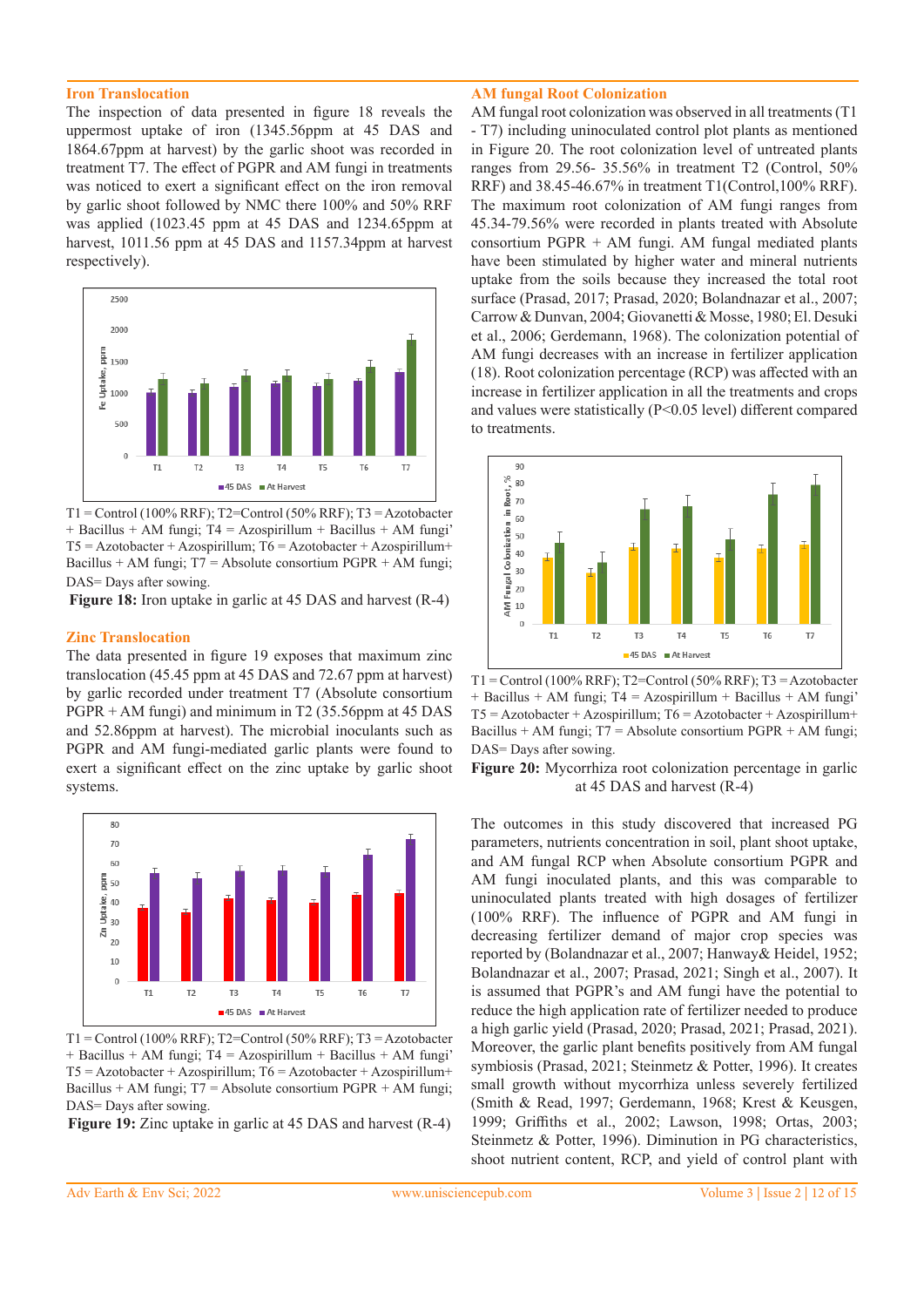### Iron Translocation

The inspection of data presented in figure 18 reveals the uppermost uptake of iron (1345.56ppm at 45 DAS and 1864.67ppm at harvest) by the garlic shoot was recorded in treatment T7. The effect of PGPR and AM fungi in treatments was noticed to exert a significant effect on the iron removal by garlic shoot followed by NMC there 100% and 50% RRF was applied (1023.45 ppm at 45 DAS and 1234.65ppm at harvest, 1011.56 ppm at 45 DAS and 1157.34ppm at harvest respectively).

T1 = Control (100% RRF); T2=Control (50% RRF); T3 = Azotobacter + Bacillus + AM fungi; T4 = Azospirillum + Bacillus + AM fungi' T5 = Azotobacter + Azospirillum; T6 = Azotobacter + Azospirillum+ Bacillus + AM fungi; T7 = Absolute consortium PGPR + AM fungi; DAS= Days after sowing.

**Figure 18:** Iron uptake in garlic at 45 DAS and harvest (R-4)

### Zinc Translocation

The data presented in figure 19 exposes that maximum zinc translocation (45.45 ppm at 45 DAS and 72.67 ppm at harvest) by garlic recorded under treatment T7 (Absolute consortium PGPR + AM fungi) and minimum in T2 (35.56ppm at 45 DAS and 52.86ppm at harvest). The microbial inoculants such as PGPR and AM fungi-mediated garlic plants were found to exert a significant effect on the zinc uptake by garlic shoot systems.

T1 = Control (100% RRF); T2=Control (50% RRF); T3 = Azotobacter + Bacillus + AM fungi; T4 = Azospirillum + Bacillus + AM fungi' T5 = Azotobacter + Azospirillum; T6 = Azotobacter + Azospirillum+ Bacillus + AM fungi; T7 = Absolute consortium PGPR + AM fungi; DAS= Days after sowing.

**Figure 19:** Zinc uptake in garlic at 45 DAS and harvest (R-4)

### AM fungal Root Colonization

AM fungal root colonization was observed in all treatments (T1 - T7) including uninoculated control plot plants as mentioned in Figure 20. The root colonization level of untreated plants ranges from 29.56- 35.56% in treatment T2 (Control, 50% RRF) and 38.45-46.67% in treatment T1(Control,100% RRF). The maximum root colonization of AM fungi ranges from 45.34-79.56% were recorded in plants treated with Absolute consortium PGPR + AM fungi. AM fungal mediated plants have been stimulated by higher water and mineral nutrients uptake from the soils because they increased the total root surface (Prasad, 2017; Prasad, 2020; Bolandnazar et al., 2007; Carrow & Dunvan, 2004; Giovanetti & Mosse, 1980; El. Desuki et al., 2006; Gerdemann, 1968). The colonization potential of AM fungi decreases with an increase in fertilizer application (18). Root colonization percentage (RCP) was affected with an increase in fertilizer application in all the treatments and crops and values were statistically ($P<0.05$ level) different compared to treatments.

T1 = Control (100% RRF); T2=Control (50% RRF); T3 = Azotobacter + Bacillus + AM fungi; T4 = Azospirillum + Bacillus + AM fungi' T5 = Azotobacter + Azospirillum; T6 = Azotobacter + Azospirillum+ Bacillus + AM fungi; T7 = Absolute consortium PGPR + AM fungi; DAS= Days after sowing.

**Figure 20:** Mycorrhiza root colonization percentage in garlic at 45 DAS and harvest (R-4)

The outcomes in this study discovered that increased PG parameters, nutrients concentration in soil, plant shoot uptake, and AM fungal RCP when Absolute consortium PGPR and AM fungi inoculated plants, and this was comparable to uninoculated plants treated with high dosages of fertilizer (100% RRF). The influence of PGPR and AM fungi in decreasing fertilizer demand of major crop species was reported by (Bolandnazar et al., 2007; Hanway& Heidel, 1952; Bolandnazar et al., 2007; Prasad, 2021; Singh et al., 2007). It is assumed that PGPR's and AM fungi have the potential to reduce the high application rate of fertilizer needed to produce a high garlic yield (Prasad, 2020; Prasad, 2021; Prasad, 2021). Moreover, the garlic plant benefits positively from AM fungal symbiosis (Prasad, 2021; Steinmetz & Potter, 1996). It creates small growth without mycorrhiza unless severely fertilized (Smith & Read, 1997; Gerdemann, 1968; Krest & Keusgen, 1999; Griffiths et al., 2002; Lawson, 1998; Ortas, 2003; Steinmetz & Potter, 1996). Diminution in PG characteristics, shoot nutrient content, RCP, and yield of control plant with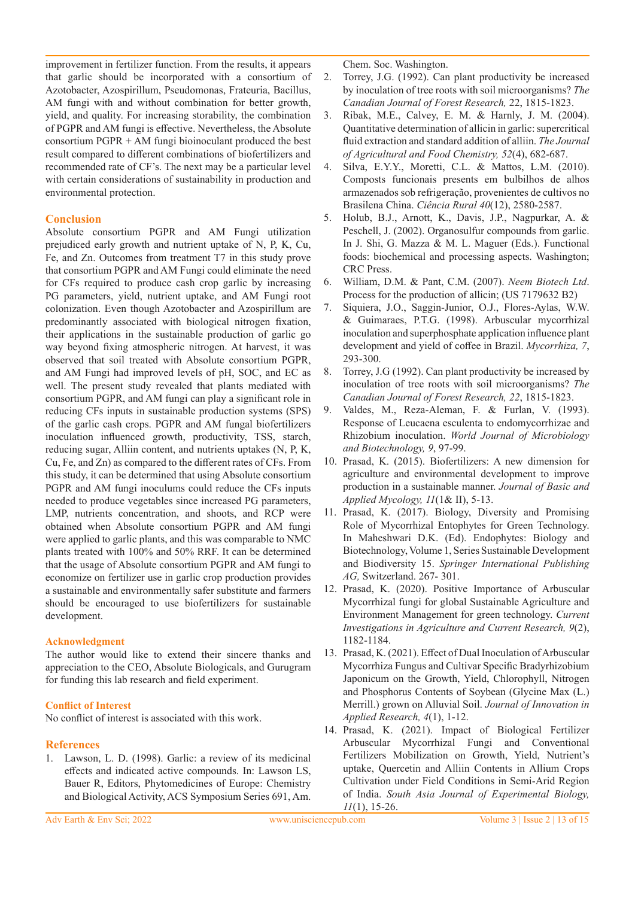improvement in fertilizer function. From the results, it appears that garlic should be incorporated with a consortium of Azotobacter, Azospirillum, Pseudomonas, Frateuria, Bacillus, AM fungi with and without combination for better growth, yield, and quality. For increasing storability, the combination of PGPR and AM fungi is effective. Nevertheless, the Absolute consortium PGPR + AM fungi bioinoculant produced the best result compared to different combinations of biofertilizers and recommended rate of CF's. The next may be a particular level with certain considerations of sustainability in production and environmental protection.

## Conclusion

Absolute consortium PGPR and AM Fungi utilization prejudiced early growth and nutrient uptake of N, P, K, Cu, Fe, and Zn. Outcomes from treatment T7 in this study prove that consortium PGPR and AM Fungi could eliminate the need for CFs required to produce cash crop garlic by increasing PG parameters, yield, nutrient uptake, and AM Fungi root colonization. Even though Azotobacter and Azospirillum are predominantly associated with biological nitrogen fixation, their applications in the sustainable production of garlic go way beyond fixing atmospheric nitrogen. At harvest, it was observed that soil treated with Absolute consortium PGPR, and AM Fungi had improved levels of pH, SOC, and EC as well. The present study revealed that plants mediated with consortium PGPR, and AM fungi can play a significant role in reducing CFs inputs in sustainable production systems (SPS) of the garlic cash crops. PGPR and AM fungal biofertilizers inoculation influenced growth, productivity, TSS, starch, reducing sugar, Alliin content, and nutrients uptakes (N, P, K, Cu, Fe, and Zn) as compared to the different rates of CFs. From this study, it can be determined that using Absolute consortium PGPR and AM fungi inoculums could reduce the CFs inputs needed to produce vegetables since increased PG parameters, LMP, nutrients concentration, and shoots, and RCP were obtained when Absolute consortium PGPR and AM fungi were applied to garlic plants, and this was comparable to NMC plants treated with 100% and 50% RRF. It can be determined that the usage of Absolute consortium PGPR and AM fungi to economize on fertilizer use in garlic crop production provides a sustainable and environmentally safer substitute and farmers should be encouraged to use biofertilizers for sustainable development.

## Acknowledgment

The author would like to extend their sincere thanks and appreciation to the CEO, Absolute Biologicals, and Gurugram for funding this lab research and field experiment.

## Conflict of Interest

No conflict of interest is associated with this work.

## References

1. Lawson, L. D. (1998). Garlic: a review of its medicinal effects and indicated active compounds. In: Lawson LS, Bauer R, Editors, Phytomedicines of Europe: Chemistry and Biological Activity, ACS Symposium Series 691, Am. Chem. Soc. Washington.
2. Torrey, J.G. (1992). Can plant productivity be increased by inoculation of tree roots with soil microorganisms? *The Canadian Journal of Forest Research,* 22, 1815-1823.
3. Ribak, M.E., Calvey, E. M. & Harnly, J. M. (2004). Quantitative determination of allicin in garlic: supercritical fluid extraction and standard addition of alliin. *The Journal of Agricultural and Food Chemistry, 52*(4), 682-687.
4. Silva, E.Y.Y., Moretti, C.L. & Mattos, L.M. (2010). Composts funcionais presents em bulbilhos de alhos armazenados sob refrigeração, provenientes de cultivos no Brasilena China. *Ciência Rural 40*(12), 2580-2587.
5. Holub, B.J., Arnott, K., Davis, J.P., Nagpurkar, A. & Peschell, J. (2002). Organosulfur compounds from garlic. In J. Shi, G. Mazza & M. L. Maguer (Eds.). Functional foods: biochemical and processing aspects. Washington; CRC Press.
6. William, D.M. & Pant, C.M. (2007). *Neem Biotech Ltd*. Process for the production of allicin; (US 7179632 B2)
7. Siquiera, J.O., Saggin-Junior, O.J., Flores-Aylas, W.W. & Guimaraes, P.T.G. (1998). Arbuscular mycorrhizal inoculation and superphosphate application influence plant development and yield of coffee in Brazil. *Mycorrhiza, 7*, 293-300.
8. Torrey, J.G (1992). Can plant productivity be increased by inoculation of tree roots with soil microorganisms? *The Canadian Journal of Forest Research, 22*, 1815-1823.
9. Valdes, M., Reza-Aleman, F. & Furlan, V. (1993). Response of Leucaena esculenta to endomycorrhizae and Rhizobium inoculation. *World Journal of Microbiology and Biotechnology, 9*, 97-99.
10. Prasad, K. (2015). Biofertilizers: A new dimension for agriculture and environmental development to improve production in a sustainable manner. *Journal of Basic and Applied Mycology, 11*(1& II), 5-13.
11. Prasad, K. (2017). Biology, Diversity and Promising Role of Mycorrhizal Entophytes for Green Technology. In Maheshwari D.K. (Ed). Endophytes: Biology and Biotechnology, Volume 1, Series Sustainable Development and Biodiversity 15. *Springer International Publishing AG,* Switzerland. 267- 301.
12. Prasad, K. (2020). Positive Importance of Arbuscular Mycorrhizal fungi for global Sustainable Agriculture and Environment Management for green technology. *Current Investigations in Agriculture and Current Research, 9*(2), 1182-1184.
13. Prasad, K. (2021). Effect of Dual Inoculation of Arbuscular Mycorrhiza Fungus and Cultivar Specific Bradyrhizobium Japonicum on the Growth, Yield, Chlorophyll, Nitrogen and Phosphorus Contents of Soybean (Glycine Max (L.) Merrill.) grown on Alluvial Soil. *Journal of Innovation in Applied Research, 4*(1), 1-12.
14. Prasad, K. (2021). Impact of Biological Fertilizer Arbuscular Mycorrhizal Fungi and Conventional Fertilizers Mobilization on Growth, Yield, Nutrient's uptake, Quercetin and Alliin Contents in Allium Crops Cultivation under Field Conditions in Semi-Arid Region of India. *South Asia Journal of Experimental Biology, 11*(1), 15-26.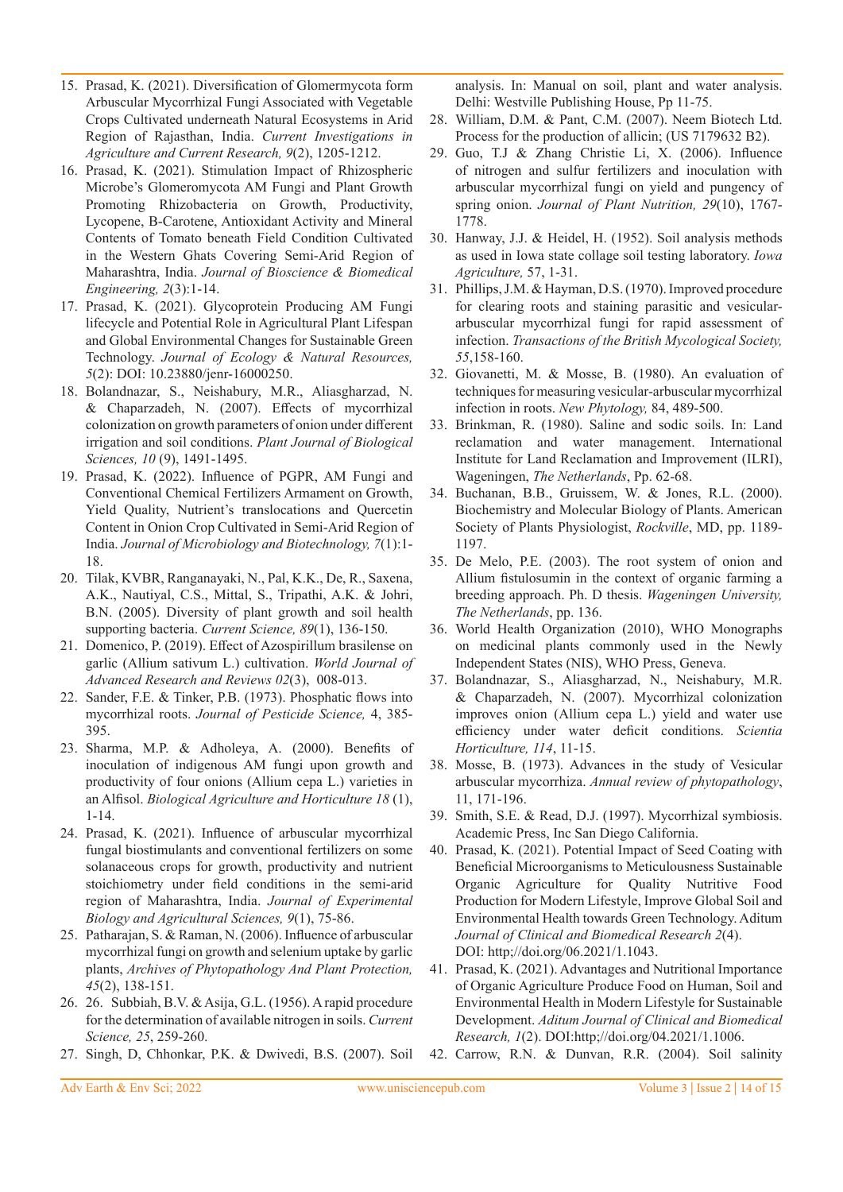15. Prasad, K. (2021). Diversification of Glomermycota form Arbuscular Mycorrhizal Fungi Associated with Vegetable Crops Cultivated underneath Natural Ecosystems in Arid Region of Rajasthan, India. *Current Investigations in Agriculture and Current Research, 9*(2), 1205-1212.
16. Prasad, K. (2021). Stimulation Impact of Rhizospheric Microbe's Glomeromycota AM Fungi and Plant Growth Promoting Rhizobacteria on Growth, Productivity, Lycopene, B-Carotene, Antioxidant Activity and Mineral Contents of Tomato beneath Field Condition Cultivated in the Western Ghats Covering Semi-Arid Region of Maharashtra, India. *Journal of Bioscience & Biomedical Engineering, 2*(3):1-14.
17. Prasad, K. (2021). Glycoprotein Producing AM Fungi lifecycle and Potential Role in Agricultural Plant Lifespan and Global Environmental Changes for Sustainable Green Technology. *Journal of Ecology & Natural Resources, 5*(2): DOI: 10.23880/jenr-16000250.
18. Bolandnazar, S., Neishabury, M.R., Aliasgharzad, N. & Chaparzadeh, N. (2007). Effects of mycorrhizal colonization on growth parameters of onion under different irrigation and soil conditions. *Plant Journal of Biological Sciences, 10* (9), 1491-1495.
19. Prasad, K. (2022). Influence of PGPR, AM Fungi and Conventional Chemical Fertilizers Armament on Growth, Yield Quality, Nutrient's translocations and Quercetin Content in Onion Crop Cultivated in Semi-Arid Region of India. *Journal of Microbiology and Biotechnology, 7*(1):1-18.
20. Tilak, KVBR, Ranganayaki, N., Pal, K.K., De, R., Saxena, A.K., Nautiyal, C.S., Mittal, S., Tripathi, A.K. & Johri, B.N. (2005). Diversity of plant growth and soil health supporting bacteria. *Current Science, 89*(1), 136-150.
21. Domenico, P. (2019). Effect of Azospirillum brasilense on garlic (Allium sativum L.) cultivation. *World Journal of Advanced Research and Reviews 02*(3), 008-013.
22. Sander, F.E. & Tinker, P.B. (1973). Phosphatic flows into mycorrhizal roots. *Journal of Pesticide Science,* 4, 385-395.
23. Sharma, M.P. & Adholeya, A. (2000). Benefits of inoculation of indigenous AM fungi upon growth and productivity of four onions (Allium cepa L.) varieties in an Alfisol. *Biological Agriculture and Horticulture 18* (1), 1-14.
24. Prasad, K. (2021). Influence of arbuscular mycorrhizal fungal biostimulants and conventional fertilizers on some solanaceous crops for growth, productivity and nutrient stoichiometry under field conditions in the semi-arid region of Maharashtra, India. *Journal of Experimental Biology and Agricultural Sciences, 9*(1), 75-86.
25. Patharajan, S. & Raman, N. (2006). Influence of arbuscular mycorrhizal fungi on growth and selenium uptake by garlic plants, *Archives of Phytopathology And Plant Protection, 45*(2), 138-151.
26. 26. Subbiah, B.V. & Asija, G.L. (1956). A rapid procedure for the determination of available nitrogen in soils. *Current Science, 25*, 259-260.
27. Singh, D, Chhonkar, P.K. & Dwivedi, B.S. (2007). Soil analysis. In: Manual on soil, plant and water analysis. Delhi: Westville Publishing House, Pp 11-75.
28. William, D.M. & Pant, C.M. (2007). Neem Biotech Ltd. Process for the production of allicin; (US 7179632 B2).
29. Guo, T.J & Zhang Christie Li, X. (2006). Influence of nitrogen and sulfur fertilizers and inoculation with arbuscular mycorrhizal fungi on yield and pungency of spring onion. *Journal of Plant Nutrition, 29*(10), 1767-1778.
30. Hanway, J.J. & Heidel, H. (1952). Soil analysis methods as used in Iowa state collage soil testing laboratory. *Iowa Agriculture,* 57, 1-31.
31. Phillips, J.M. & Hayman, D.S. (1970). Improved procedure for clearing roots and staining parasitic and vesicular-arbuscular mycorrhizal fungi for rapid assessment of infection. *Transactions of the British Mycological Society, 55*,158-160.
32. Giovanetti, M. & Mosse, B. (1980). An evaluation of techniques for measuring vesicular-arbuscular mycorrhizal infection in roots. *New Phytology,* 84, 489-500.
33. Brinkman, R. (1980). Saline and sodic soils. In: Land reclamation and water management. International Institute for Land Reclamation and Improvement (ILRI), Wageningen, *The Netherlands*, Pp. 62-68.
34. Buchanan, B.B., Gruissem, W. & Jones, R.L. (2000). Biochemistry and Molecular Biology of Plants. American Society of Plants Physiologist, *Rockville*, MD, pp. 1189-1197.
35. De Melo, P.E. (2003). The root system of onion and Allium fistulosumin in the context of organic farming a breeding approach. Ph. D thesis. *Wageningen University, The Netherlands*, pp. 136.
36. World Health Organization (2010), WHO Monographs on medicinal plants commonly used in the Newly Independent States (NIS), WHO Press, Geneva.
37. Bolandnazar, S., Aliasgharzad, N., Neishabury, M.R. & Chaparzadeh, N. (2007). Mycorrhizal colonization improves onion (Allium cepa L.) yield and water use efficiency under water deficit conditions. *Scientia Horticulture, 114*, 11-15.
38. Mosse, B. (1973). Advances in the study of Vesicular arbuscular mycorrhiza. *Annual review of phytopathology*, 11, 171-196.
39. Smith, S.E. & Read, D.J. (1997). Mycorrhizal symbiosis. Academic Press, Inc San Diego California.
40. Prasad, K. (2021). Potential Impact of Seed Coating with Beneficial Microorganisms to Meticulousness Sustainable Organic Agriculture for Quality Nutritive Food Production for Modern Lifestyle, Improve Global Soil and Environmental Health towards Green Technology. Aditum *Journal of Clinical and Biomedical Research 2*(4). DOI: http;//doi.org/06.2021/1.1043.
41. Prasad, K. (2021). Advantages and Nutritional Importance of Organic Agriculture Produce Food on Human, Soil and Environmental Health in Modern Lifestyle for Sustainable Development. *Aditum Journal of Clinical and Biomedical Research, 1*(2). DOI:http;//doi.org/04.2021/1.1006.
42. Carrow, R.N. & Dunvan, R.R. (2004). Soil salinity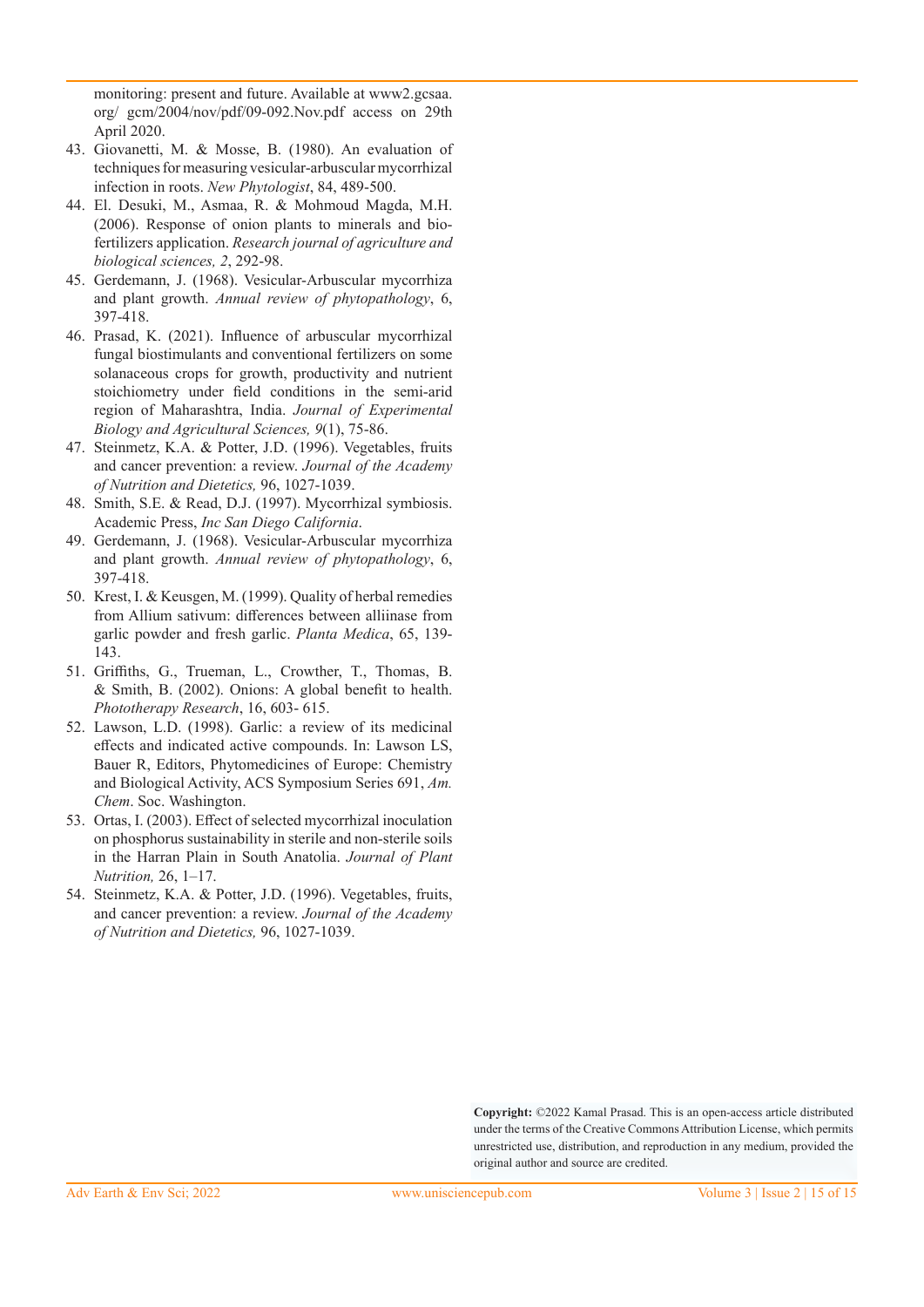monitoring: present and future. Available at www2.gcsaa. org/ gcm/2004/nov/pdf/09-092.Nov.pdf access on 29th April 2020.

43. Giovanetti, M. & Mosse, B. (1980). An evaluation of techniques for measuring vesicular-arbuscular mycorrhizal infection in roots. *New Phytologist*, 84, 489-500.
44. El. Desuki, M., Asmaa, R. & Mohmoud Magda, M.H. (2006). Response of onion plants to minerals and bio-fertilizers application. *Research journal of agriculture and biological sciences, 2*, 292-98.
45. Gerdemann, J. (1968). Vesicular-Arbuscular mycorrhiza and plant growth. *Annual review of phytopathology*, 6, 397-418.
46. Prasad, K. (2021). Influence of arbuscular mycorrhizal fungal biostimulants and conventional fertilizers on some solanaceous crops for growth, productivity and nutrient stoichiometry under field conditions in the semi-arid region of Maharashtra, India. *Journal of Experimental Biology and Agricultural Sciences, 9*(1), 75-86.
47. Steinmetz, K.A. & Potter, J.D. (1996). Vegetables, fruits and cancer prevention: a review. *Journal of the Academy of Nutrition and Dietetics,* 96, 1027-1039.
48. Smith, S.E. & Read, D.J. (1997). Mycorrhizal symbiosis. Academic Press, *Inc San Diego California*.
49. Gerdemann, J. (1968). Vesicular-Arbuscular mycorrhiza and plant growth. *Annual review of phytopathology*, 6, 397-418.
50. Krest, I. & Keusgen, M. (1999). Quality of herbal remedies from Allium sativum: differences between alliinase from garlic powder and fresh garlic. *Planta Medica*, 65, 139-143.
51. Griffiths, G., Trueman, L., Crowther, T., Thomas, B. & Smith, B. (2002). Onions: A global benefit to health. *Phototherapy Research*, 16, 603- 615.
52. Lawson, L.D. (1998). Garlic: a review of its medicinal effects and indicated active compounds. In: Lawson LS, Bauer R, Editors, Phytomedicines of Europe: Chemistry and Biological Activity, ACS Symposium Series 691, *Am. Chem*. Soc. Washington.
53. Ortas, I. (2003). Effect of selected mycorrhizal inoculation on phosphorus sustainability in sterile and non-sterile soils in the Harran Plain in South Anatolia. *Journal of Plant Nutrition,* 26, 1–17.
54. Steinmetz, K.A. & Potter, J.D. (1996). Vegetables, fruits, and cancer prevention: a review. *Journal of the Academy of Nutrition and Dietetics,* 96, 1027-1039.

**Copyright:** ©2022 Kamal Prasad. This is an open-access article distributed under the terms of the Creative Commons Attribution License, which permits unrestricted use, distribution, and reproduction in any medium, provided the original author and source are credited.